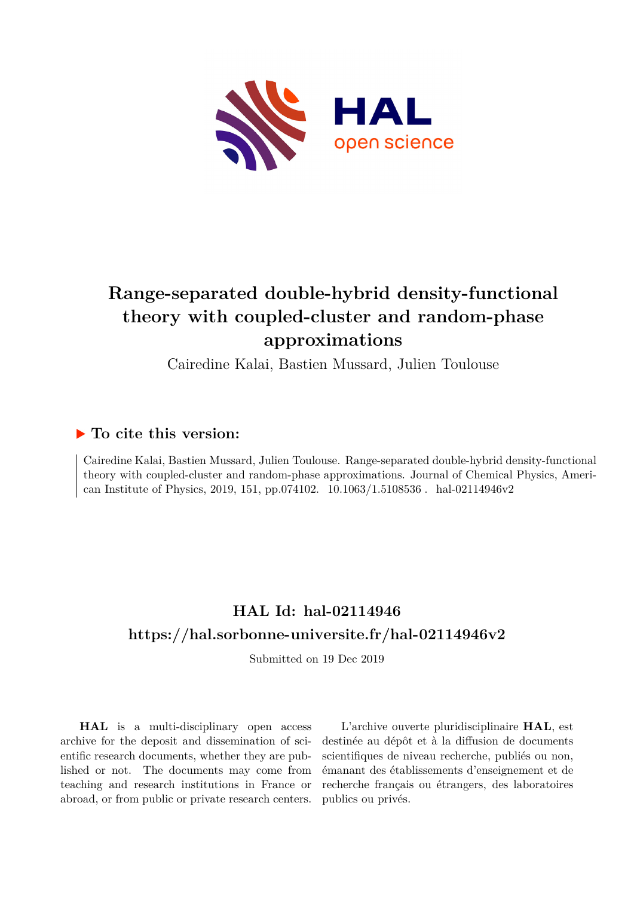# Range-separated double-hybrid density-functional theory with coupled-cluster and random-phase approximations

Cairedine Kalai, Bastien Mussard, Julien Toulouse

## ▶ To cite this version:

Cairedine Kalai, Bastien Mussard, Julien Toulouse. Range-separated double-hybrid density-functional theory with coupled-cluster and random-phase approximations. Journal of Chemical Physics, American Institute of Physics, 2019, 151, pp.074102. 10.1063/1.5108536 . hal-02114946v2

## HAL Id: hal-02114946

## https://hal.sorbonne-universite.fr/hal-02114946v2

Submitted on 19 Dec 2019

**HAL** is a multi-disciplinary open access archive for the deposit and dissemination of scientific research documents, whether they are published or not. The documents may come from teaching and research institutions in France or abroad, or from public or private research centers.

L'archive ouverte pluridisciplinaire **HAL**, est destinée au dépôt et à la diffusion de documents scientifiques de niveau recherche, publiés ou non, émanant des établissements d'enseignement et de recherche français ou étrangers, des laboratoires publics ou privés.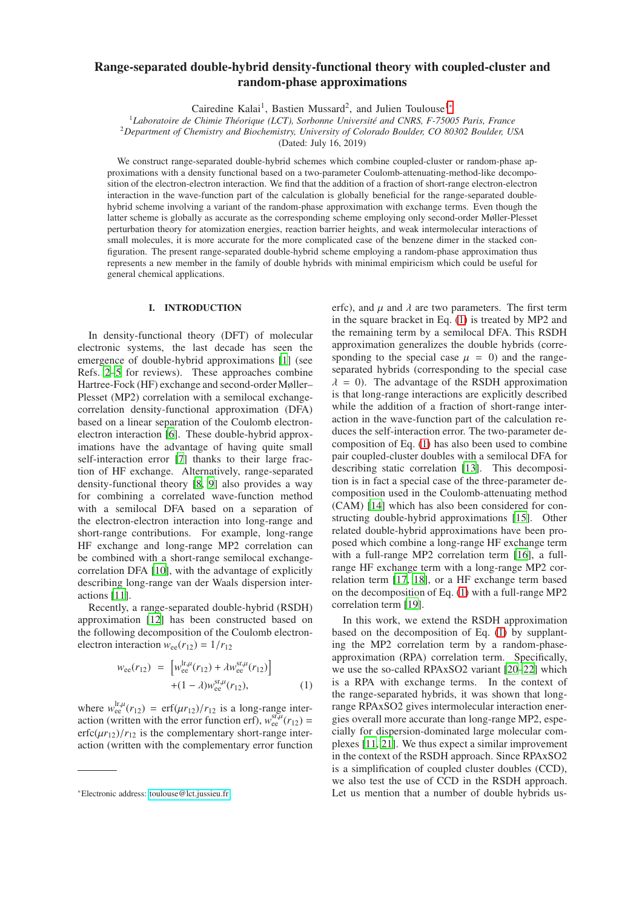# Range-separated double-hybrid density-functional theory with coupled-cluster and random-phase approximations

Cairedine Kalai[1], Bastien Mussard[2], and Julien Toulouse[1]*

[1]*Laboratoire de Chimie Théorique (LCT), Sorbonne Université and CNRS, F-75005 Paris, France*
[2]*Department of Chemistry and Biochemistry, University of Colorado Boulder, CO 80302 Boulder, USA*

(Dated: July 16, 2019)

We construct range-separated double-hybrid schemes which combine coupled-cluster or random-phase approximations with a density functional based on a two-parameter Coulomb-attenuating-method-like decomposition of the electron-electron interaction. We find that the addition of a fraction of short-range electron-electron interaction in the wave-function part of the calculation is globally beneficial for the range-separated double-hybrid scheme involving a variant of the random-phase approximation with exchange terms. Even though the latter scheme is globally as accurate as the corresponding scheme employing only second-order Møller-Plesset perturbation theory for atomization energies, reaction barrier heights, and weak intermolecular interactions of small molecules, it is more accurate for the more complicated case of the benzene dimer in the stacked configuration. The present range-separated double-hybrid scheme employing a random-phase approximation thus represents a new member in the family of double hybrids with minimal empiricism which could be useful for general chemical applications.

## I. INTRODUCTION

In density-functional theory (DFT) of molecular electronic systems, the last decade has seen the emergence of double-hybrid approximations [1] (see Refs. [2–5] for reviews). These approaches combine Hartree-Fock (HF) exchange and second-order Møller–Plesset (MP2) correlation with a semilocal exchange-correlation density-functional approximation (DFA) based on a linear separation of the Coulomb electron-electron interaction [6]. These double-hybrid approximations have the advantage of having quite small self-interaction error [7] thanks to their large fraction of HF exchange. Alternatively, range-separated density-functional theory [8, 9] also provides a way for combining a correlated wave-function method with a semilocal DFA based on a separation of the electron-electron interaction into long-range and short-range contributions. For example, long-range HF exchange and long-range MP2 correlation can be combined with a short-range semilocal exchange-correlation DFA [10], with the advantage of explicitly describing long-range van der Waals dispersion interactions [11].

Recently, a range-separated double-hybrid (RSDH) approximation [12] has been constructed based on the following decomposition of the Coulomb electron-electron interaction $w_{\text{ee}}(r_{12}) = 1/r_{12}$

$$
w_{\text{ee}}(r_{12}) = \left[w_{\text{ee}}^{\text{lr},\mu}(r_{12}) + \lambda w_{\text{ee}}^{\text{sr},\mu}(r_{12})\right] + (1-\lambda) w_{\text{ee}}^{\text{sr},\mu}(r_{12}), \quad (1)
$$

where $w_{\text{ee}}^{\text{lr},\mu}(r_{12}) = \text{erf}(\mu r_{12})/r_{12}$ is a long-range interaction (written with the error function erf), $w_{\text{ee}}^{\text{sr},\mu}(r_{12}) = \text{erfc}(\mu r_{12})/r_{12}$ is the complementary short-range interaction (written with the complementary error function erfc), and $\mu$ and $\lambda$ are two parameters. The first term in the square bracket in Eq. (1) is treated by MP2 and the remaining term by a semilocal DFA. This RSDH approximation generalizes the double hybrids (corresponding to the special case $\mu = 0$) and the range-separated hybrids (corresponding to the special case $\lambda = 0$). The advantage of the RSDH approximation is that long-range interactions are explicitly described while the addition of a fraction of short-range interaction in the wave-function part of the calculation reduces the self-interaction error. The two-parameter decomposition of Eq. (1) has also been used to combine pair coupled-cluster doubles with a semilocal DFA for describing static correlation [13]. This decomposition is in fact a special case of the three-parameter decomposition used in the Coulomb-attenuating method (CAM) [14] which has also been considered for constructing double-hybrid approximations [15]. Other related double-hybrid approximations have been proposed which combine a long-range HF exchange term with a full-range MP2 correlation term [16], a full-range HF exchange term with a long-range MP2 correlation term [17, 18], or a HF exchange term based on the decomposition of Eq. (1) with a full-range MP2 correlation term [19].

In this work, we extend the RSDH approximation based on the decomposition of Eq. (1) by supplanting the MP2 correlation term by a random-phase-approximation (RPA) correlation term. Specifically, we use the so-called RPAxSO2 variant [20–22] which is a RPA with exchange terms. In the context of the range-separated hybrids, it was shown that long-range RPAxSO2 gives intermolecular interaction energies overall more accurate than long-range MP2, especially for dispersion-dominated large molecular complexes [11, 21]. We thus expect a similar improvement in the context of the RSDH approach. Since RPAxSO2 is a simplification of coupled cluster doubles (CCD), we also test the use of CCD in the RSDH approach. Let us mention that a number of double hybrids us-

*Electronic address: toulouse@lct.jussieu.fr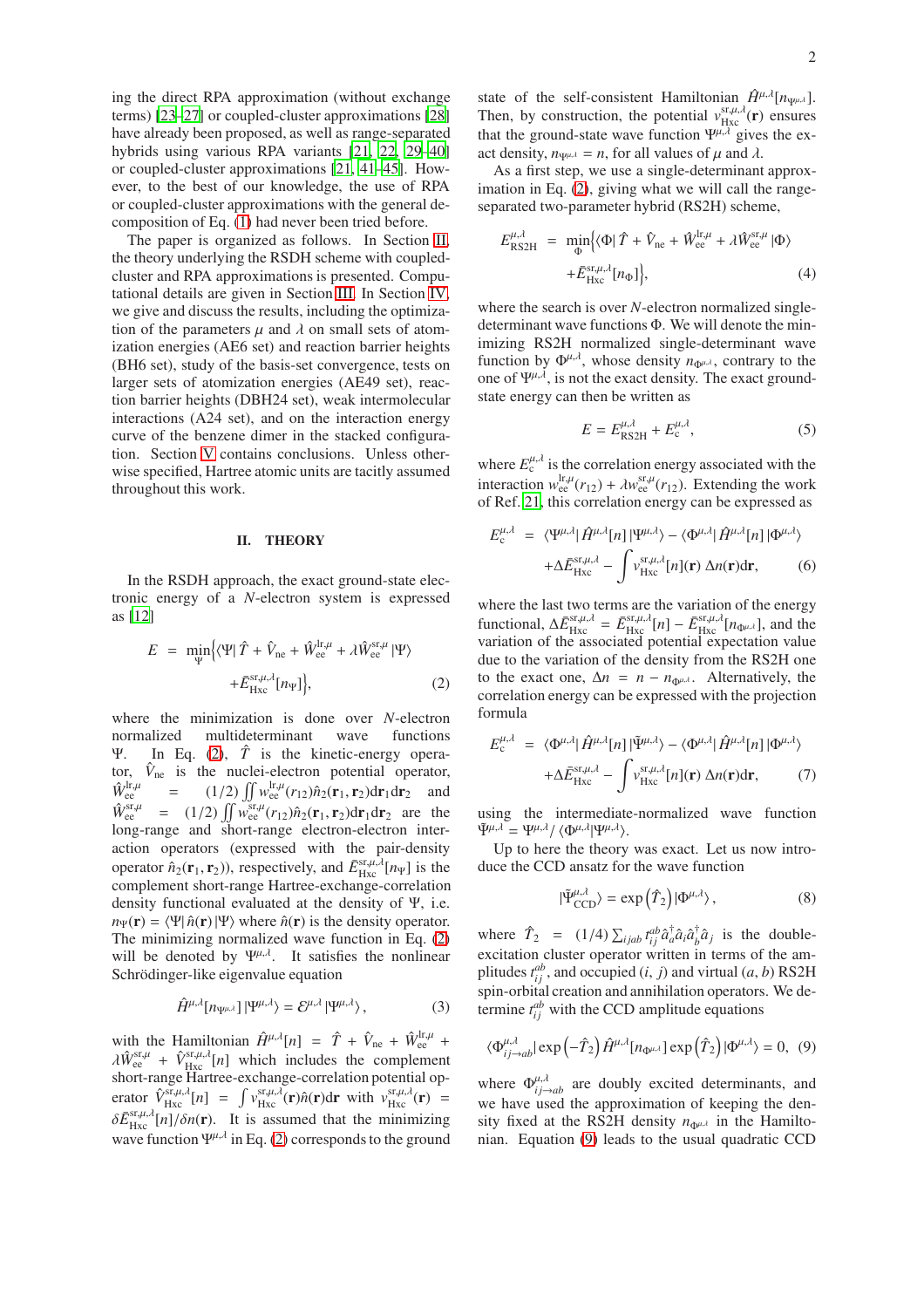ing the direct RPA approximation (without exchange terms) [23–27] or coupled-cluster approximations [28] have already been proposed, as well as range-separated hybrids using various RPA variants [21, 22, 29–40] or coupled-cluster approximations [21, 41–45]. However, to the best of our knowledge, the use of RPA or coupled-cluster approximations with the general decomposition of Eq. (1) had never been tried before.

The paper is organized as follows. In Section II, the theory underlying the RSDH scheme with coupled-cluster and RPA approximations is presented. Computational details are given in Section III. In Section IV, we give and discuss the results, including the optimization of the parameters $\mu$ and $\lambda$ on small sets of atomization energies (AE6 set) and reaction barrier heights (BH6 set), study of the basis-set convergence, tests on larger sets of atomization energies (AE49 set), reaction barrier heights (DBH24 set), weak intermolecular interactions (A24 set), and on the interaction energy curve of the benzene dimer in the stacked configuration. Section V contains conclusions. Unless otherwise specified, Hartree atomic units are tacitly assumed throughout this work.

## II. THEORY

In the RSDH approach, the exact ground-state electronic energy of a $N$-electron system is expressed as [12]

$$E = \min_{\Psi}\Big\{\langle\Psi|\,\hat{T} + \hat{V}_{\text{ne}} + \hat{W}_{\text{ee}}^{\text{lr},\mu} + \lambda\hat{W}_{\text{ee}}^{\text{sr},\mu}\,|\Psi\rangle + \bar{E}_{\text{Hxc}}^{\text{sr},\mu,\lambda}[n_{\Psi}]\Big\}, \qquad (2)$$

where the minimization is done over $N$-electron normalized multideterminant wave functions $\Psi$. In Eq. (2), $\hat{T}$ is the kinetic-energy operator, $\hat{V}_{\text{ne}}$ is the nuclei-electron potential operator, $\hat{W}_{\text{ee}}^{\text{lr},\mu} = (1/2)\iint w_{\text{ee}}^{\text{lr},\mu}(r_{12})\hat{n}_2(\mathbf{r}_1,\mathbf{r}_2)\text{d}\mathbf{r}_1\text{d}\mathbf{r}_2$ and $\hat{W}_{\text{ee}}^{\text{sr},\mu} = (1/2)\iint w_{\text{ee}}^{\text{sr},\mu}(r_{12})\hat{n}_2(\mathbf{r}_1,\mathbf{r}_2)\text{d}\mathbf{r}_1\text{d}\mathbf{r}_2$ are the long-range and short-range electron-electron interaction operators (expressed with the pair-density operator $\hat{n}_2(\mathbf{r}_1,\mathbf{r}_2)$), respectively, and $\bar{E}_{\text{Hxc}}^{\text{sr},\mu,\lambda}[n_\Psi]$ is the complement short-range Hartree-exchange-correlation density functional evaluated at the density of $\Psi$, i.e. $n_\Psi(\mathbf{r}) = \langle\Psi|\,\hat{n}(\mathbf{r})\,|\Psi\rangle$ where $\hat{n}(\mathbf{r})$ is the density operator. The minimizing normalized wave function in Eq. (2) will be denoted by $\Psi^{\mu,\lambda}$. It satisfies the nonlinear Schrödinger-like eigenvalue equation

$$\hat{H}^{\mu,\lambda}[n_{\Psi^{\mu,\lambda}}]\,|\Psi^{\mu,\lambda}\rangle = \mathcal{E}^{\mu,\lambda}\,|\Psi^{\mu,\lambda}\rangle, \qquad (3)$$

with the Hamiltonian $\hat{H}^{\mu,\lambda}[n] = \hat{T} + \hat{V}_{\text{ne}} + \hat{W}_{\text{ee}}^{\text{lr},\mu} + \lambda\hat{W}_{\text{ee}}^{\text{sr},\mu} + \hat{V}_{\text{Hxc}}^{\text{sr},\mu,\lambda}[n]$ which includes the complement short-range Hartree-exchange-correlation potential operator $\hat{V}_{\text{Hxc}}^{\text{sr},\mu,\lambda}[n] = \int v_{\text{Hxc}}^{\text{sr},\mu,\lambda}(\mathbf{r})\hat{n}(\mathbf{r})\text{d}\mathbf{r}$ with $v_{\text{Hxc}}^{\text{sr},\mu,\lambda}(\mathbf{r}) = \delta\bar{E}_{\text{Hxc}}^{\text{sr},\mu,\lambda}[n]/\delta n(\mathbf{r})$. It is assumed that the minimizing wave function $\Psi^{\mu,\lambda}$ in Eq. (2) corresponds to the ground state of the self-consistent Hamiltonian $\hat{H}^{\mu,\lambda}[n_{\Psi^{\mu,\lambda}}]$. Then, by construction, the potential $v_{\text{Hxc}}^{\text{sr},\mu,\lambda}(\mathbf{r})$ ensures that the ground-state wave function $\Psi^{\mu,\lambda}$ gives the exact density, $n_{\Psi^{\mu,\lambda}} = n$, for all values of $\mu$ and $\lambda$.

As a first step, we use a single-determinant approximation in Eq. (2), giving what we will call the range-separated two-parameter hybrid (RS2H) scheme,

$$E_{\text{RS2H}}^{\mu,\lambda} = \min_{\Phi}\Big\{\langle\Phi|\,\hat{T} + \hat{V}_{\text{ne}} + \hat{W}_{\text{ee}}^{\text{lr},\mu} + \lambda\hat{W}_{\text{ee}}^{\text{sr},\mu}\,|\Phi\rangle + \bar{E}_{\text{Hxc}}^{\text{sr},\mu,\lambda}[n_{\Phi}]\Big\}, \qquad (4)$$

where the search is over $N$-electron normalized single-determinant wave functions $\Phi$. We will denote the minimizing RS2H normalized single-determinant wave function by $\Phi^{\mu,\lambda}$, whose density $n_{\Phi^{\mu,\lambda}}$, contrary to the one of $\Psi^{\mu,\lambda}$, is not the exact density. The exact ground-state energy can then be written as

$$E = E_{\text{RS2H}}^{\mu,\lambda} + E_{\text{c}}^{\mu,\lambda}, \qquad (5)$$

where $E_{\text{c}}^{\mu,\lambda}$ is the correlation energy associated with the interaction $w_{\text{ee}}^{\text{lr},\mu}(r_{12}) + \lambda w_{\text{ee}}^{\text{sr},\mu}(r_{12})$. Extending the work of Ref. 21, this correlation energy can be expressed as

$$E_{\text{c}}^{\mu,\lambda} = \langle\Psi^{\mu,\lambda}|\,\hat{H}^{\mu,\lambda}[n]\,|\Psi^{\mu,\lambda}\rangle - \langle\Phi^{\mu,\lambda}|\,\hat{H}^{\mu,\lambda}[n]\,|\Phi^{\mu,\lambda}\rangle + \Delta\bar{E}_{\text{Hxc}}^{\text{sr},\mu,\lambda} - \int v_{\text{Hxc}}^{\text{sr},\mu,\lambda}[n](\mathbf{r})\,\Delta n(\mathbf{r})\text{d}\mathbf{r}, \qquad (6)$$

where the last two terms are the variation of the energy functional, $\Delta\bar{E}_{\text{Hxc}}^{\text{sr},\mu,\lambda} = \bar{E}_{\text{Hxc}}^{\text{sr},\mu,\lambda}[n] - \bar{E}_{\text{Hxc}}^{\text{sr},\mu,\lambda}[n_{\Phi^{\mu,\lambda}}]$, and the variation of the associated potential expectation value due to the variation of the density from the RS2H one to the exact one, $\Delta n = n - n_{\Phi^{\mu,\lambda}}$. Alternatively, the correlation energy can be expressed with the projection formula

$$E_{\text{c}}^{\mu,\lambda} = \langle\Phi^{\mu,\lambda}|\,\hat{H}^{\mu,\lambda}[n]\,|\tilde{\Psi}^{\mu,\lambda}\rangle - \langle\Phi^{\mu,\lambda}|\,\hat{H}^{\mu,\lambda}[n]\,|\Phi^{\mu,\lambda}\rangle + \Delta\bar{E}_{\text{Hxc}}^{\text{sr},\mu,\lambda} - \int v_{\text{Hxc}}^{\text{sr},\mu,\lambda}[n](\mathbf{r})\,\Delta n(\mathbf{r})\text{d}\mathbf{r}, \qquad (7)$$

using the intermediate-normalized wave function $\tilde{\Psi}^{\mu,\lambda} = \Psi^{\mu,\lambda}/\langle\Phi^{\mu,\lambda}|\Psi^{\mu,\lambda}\rangle$.

Up to here the theory was exact. Let us now introduce the CCD ansatz for the wave function

$$|\tilde{\Psi}_{\text{CCD}}^{\mu,\lambda}\rangle = \exp\left(\hat{T}_2\right)|\Phi^{\mu,\lambda}\rangle, \qquad (8)$$

where $\hat{T}_2 = (1/4)\sum_{ijab} t_{ij}^{ab}\hat{a}_a^\dagger\hat{a}_i\hat{a}_b^\dagger\hat{a}_j$ is the double-excitation cluster operator written in terms of the amplitudes $t_{ij}^{ab}$, and occupied ($i$, $j$) and virtual ($a$, $b$) RS2H spin-orbital creation and annihilation operators. We determine $t_{ij}^{ab}$ with the CCD amplitude equations

$$\langle\Phi_{ij\to ab}^{\mu,\lambda}|\exp\left(-\hat{T}_2\right)\hat{H}^{\mu,\lambda}[n_{\Phi^{\mu,\lambda}}]\exp\left(\hat{T}_2\right)|\Phi^{\mu,\lambda}\rangle = 0, \qquad (9)$$

where $\Phi_{ij\to ab}^{\mu,\lambda}$ are doubly excited determinants, and we have used the approximation of keeping the density fixed at the RS2H density $n_{\Phi^{\mu,\lambda}}$ in the Hamiltonian. Equation (9) leads to the usual quadratic CCD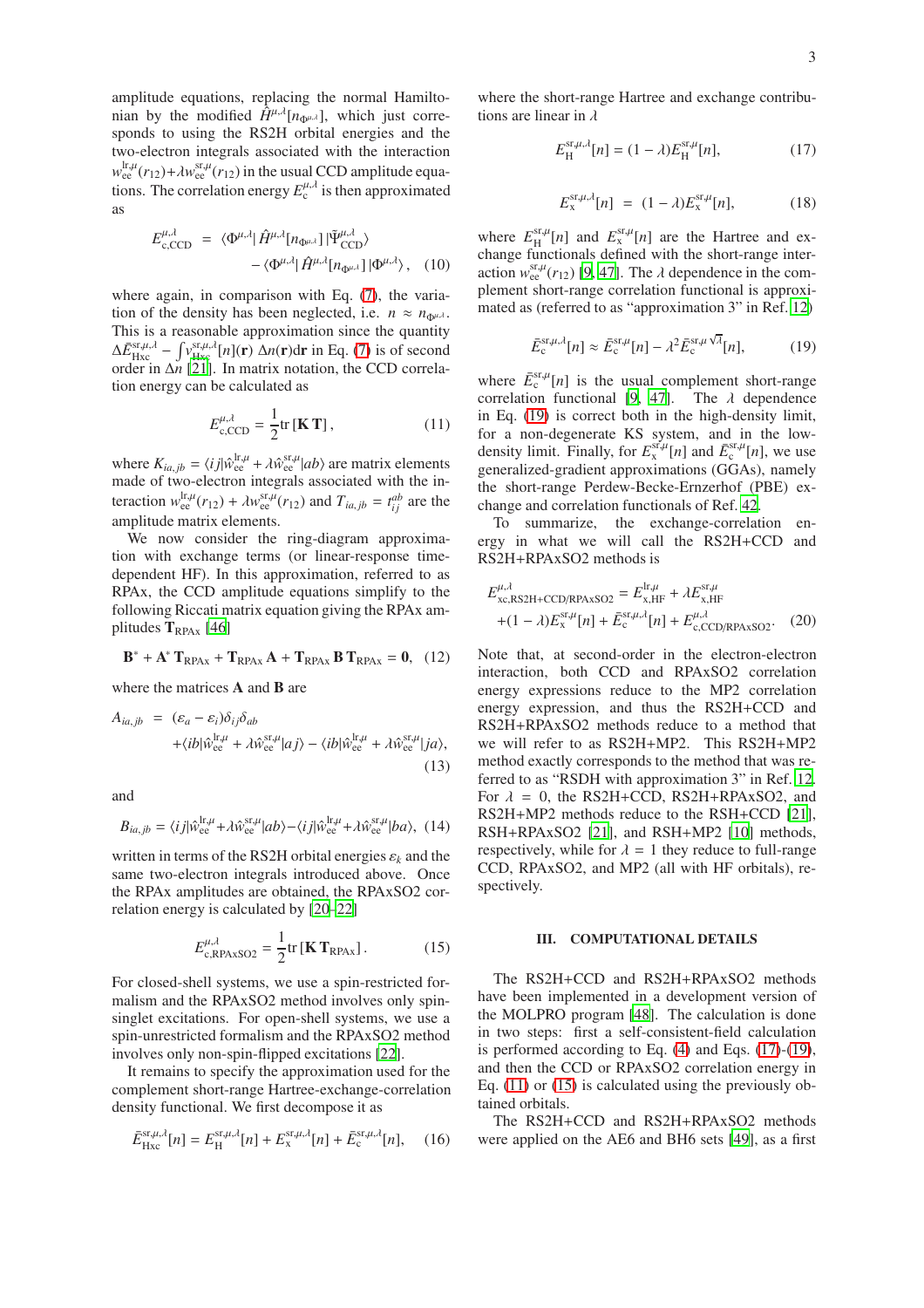amplitude equations, replacing the normal Hamiltonian by the modified $\hat{H}^{\mu,\lambda}[n_{\Phi^{\mu,\lambda}}]$, which just corresponds to using the RS2H orbital energies and the two-electron integrals associated with the interaction $w_{\text{ee}}^{\text{lr},\mu}(r_{12})+\lambda w_{\text{ee}}^{\text{sr},\mu}(r_{12})$ in the usual CCD amplitude equations. The correlation energy $E_{\text{c}}^{\mu,\lambda}$ is then approximated as

$$
\begin{aligned}
E_{\text{c,CCD}}^{\mu,\lambda} &= \langle \Phi^{\mu,\lambda} | \hat{H}^{\mu,\lambda}[n_{\Phi^{\mu,\lambda}}] | \tilde{\Psi}_{\text{CCD}}^{\mu,\lambda} \rangle \\
&\quad - \langle \Phi^{\mu,\lambda} | \hat{H}^{\mu,\lambda}[n_{\Phi^{\mu,\lambda}}] | \Phi^{\mu,\lambda} \rangle, \quad (10)
\end{aligned}
$$

where again, in comparison with Eq. (7), the variation of the density has been neglected, i.e. $n \approx n_{\Phi^{\mu,\lambda}}$. This is a reasonable approximation since the quantity $\Delta \bar{E}_{\text{Hxc}}^{\text{sr},\mu,\lambda} - \int v_{\text{Hxc}}^{\text{sr},\mu,\lambda}[n](\mathbf{r})\, \Delta n(\mathbf{r}) d\mathbf{r}$ in Eq. (7) is of second order in $\Delta n$ [21]. In matrix notation, the CCD correlation energy can be calculated as

$$
E_{\text{c,CCD}}^{\mu,\lambda} = \frac{1}{2} \text{tr}\,[\mathbf{K}\,\mathbf{T}], \quad (11)
$$

where $K_{ia,jb} = \langle ij | \hat{w}_{\text{ee}}^{\text{lr},\mu} + \lambda \hat{w}_{\text{ee}}^{\text{sr},\mu} | ab \rangle$ are matrix elements made of two-electron integrals associated with the interaction $w_{\text{ee}}^{\text{lr},\mu}(r_{12}) + \lambda w_{\text{ee}}^{\text{sr},\mu}(r_{12})$ and $T_{ia,jb} = t_{ij}^{ab}$ are the amplitude matrix elements.

We now consider the ring-diagram approximation with exchange terms (or linear-response time-dependent HF). In this approximation, referred to as RPAx, the CCD amplitude equations simplify to the following Riccati matrix equation giving the RPAx amplitudes $\mathbf{T}_{\text{RPAx}}$ [46]

$$
\mathbf{B}^* + \mathbf{A}^*\, \mathbf{T}_{\text{RPAx}} + \mathbf{T}_{\text{RPAx}}\, \mathbf{A} + \mathbf{T}_{\text{RPAx}}\, \mathbf{B}\, \mathbf{T}_{\text{RPAx}} = \mathbf{0}, \quad (12)
$$

where the matrices $\mathbf{A}$ and $\mathbf{B}$ are

$$
\begin{aligned}
A_{ia,jb} &= (\varepsilon_a - \varepsilon_i)\delta_{ij}\delta_{ab} \\
&\quad + \langle ib | \hat{w}_{\text{ee}}^{\text{lr},\mu} + \lambda \hat{w}_{\text{ee}}^{\text{sr},\mu} | aj \rangle - \langle ib | \hat{w}_{\text{ee}}^{\text{lr},\mu} + \lambda \hat{w}_{\text{ee}}^{\text{sr},\mu} | ja \rangle,
\end{aligned} \quad (13)
$$

and

$$
B_{ia,jb} = \langle ij | \hat{w}_{\text{ee}}^{\text{lr},\mu} + \lambda \hat{w}_{\text{ee}}^{\text{sr},\mu} | ab \rangle - \langle ij | \hat{w}_{\text{ee}}^{\text{lr},\mu} + \lambda \hat{w}_{\text{ee}}^{\text{sr},\mu} | ba \rangle, \quad (14)
$$

written in terms of the RS2H orbital energies $\varepsilon_k$ and the same two-electron integrals introduced above. Once the RPAx amplitudes are obtained, the RPAxSO2 correlation energy is calculated by [20–22]

$$
E_{\text{c,RPAxSO2}}^{\mu,\lambda} = \frac{1}{2} \text{tr}\,[\mathbf{K}\,\mathbf{T}_{\text{RPAx}}]. \quad (15)
$$

For closed-shell systems, we use a spin-restricted formalism and the RPAxSO2 method involves only spin-singlet excitations. For open-shell systems, we use a spin-unrestricted formalism and the RPAxSO2 method involves only non-spin-flipped excitations [22].

It remains to specify the approximation used for the complement short-range Hartree-exchange-correlation density functional. We first decompose it as

$$
\bar{E}_{\text{Hxc}}^{\text{sr},\mu,\lambda}[n] = E_{\text{H}}^{\text{sr},\mu,\lambda}[n] + E_{\text{x}}^{\text{sr},\mu,\lambda}[n] + \bar{E}_{\text{c}}^{\text{sr},\mu,\lambda}[n], \quad (16)
$$

where the short-range Hartree and exchange contributions are linear in $\lambda$

$$
E_{\text{H}}^{\text{sr},\mu,\lambda}[n] = (1-\lambda) E_{\text{H}}^{\text{sr},\mu}[n], \quad (17)
$$

$$
E_{\text{x}}^{\text{sr},\mu,\lambda}[n] = (1-\lambda) E_{\text{x}}^{\text{sr},\mu}[n], \quad (18)
$$

where $E_{\text{H}}^{\text{sr},\mu}[n]$ and $E_{\text{x}}^{\text{sr},\mu}[n]$ are the Hartree and exchange functionals defined with the short-range interaction $w_{\text{ee}}^{\text{sr},\mu}(r_{12})$ [9, 47]. The $\lambda$ dependence in the complement short-range correlation functional is approximated as (referred to as "approximation 3" in Ref. 12)

$$
\bar{E}_{\text{c}}^{\text{sr},\mu,\lambda}[n] \approx \bar{E}_{\text{c}}^{\text{sr},\mu}[n] - \lambda^2 \bar{E}_{\text{c}}^{\text{sr},\mu\sqrt{\lambda}}[n], \quad (19)
$$

where $\bar{E}_{\text{c}}^{\text{sr},\mu}[n]$ is the usual complement short-range correlation functional [9, 47]. The $\lambda$ dependence in Eq. (19) is correct both in the high-density limit, for a non-degenerate KS system, and in the low-density limit. Finally, for $E_{\text{x}}^{\text{sr},\mu}[n]$ and $\bar{E}_{\text{c}}^{\text{sr},\mu}[n]$, we use generalized-gradient approximations (GGAs), namely the short-range Perdew-Becke-Ernzerhof (PBE) exchange and correlation functionals of Ref. 42.

To summarize, the exchange-correlation energy in what we will call the RS2H+CCD and RS2H+RPAxSO2 methods is

$$
\begin{aligned}
E_{\text{xc,RS2H+CCD/RPAxSO2}}^{\mu,\lambda} &= E_{\text{x,HF}}^{\text{lr},\mu} + \lambda E_{\text{x,HF}}^{\text{sr},\mu} \\
&\quad + (1-\lambda) E_{\text{x}}^{\text{sr},\mu}[n] + \bar{E}_{\text{c}}^{\text{sr},\mu,\lambda}[n] + E_{\text{c,CCD/RPAxSO2}}^{\mu,\lambda}. \quad (20)
\end{aligned}
$$

Note that, at second-order in the electron-electron interaction, both CCD and RPAxSO2 correlation energy expressions reduce to the MP2 correlation energy expression, and thus the RS2H+CCD and RS2H+RPAxSO2 methods reduce to a method that we will refer to as RS2H+MP2. This RS2H+MP2 method exactly corresponds to the method that was referred to as "RSDH with approximation 3" in Ref. 12. For $\lambda = 0$, the RS2H+CCD, RS2H+RPAxSO2, and RS2H+MP2 methods reduce to the RSH+CCD [21], RSH+RPAxSO2 [21], and RSH+MP2 [10] methods, respectively, while for $\lambda = 1$ they reduce to full-range CCD, RPAxSO2, and MP2 (all with HF orbitals), respectively.

## III. COMPUTATIONAL DETAILS

The RS2H+CCD and RS2H+RPAxSO2 methods have been implemented in a development version of the MOLPRO program [48]. The calculation is done in two steps: first a self-consistent-field calculation is performed according to Eq. (4) and Eqs. (17)-(19), and then the CCD or RPAxSO2 correlation energy in Eq. (11) or (15) is calculated using the previously obtained orbitals.

The RS2H+CCD and RS2H+RPAxSO2 methods were applied on the AE6 and BH6 sets [49], as a first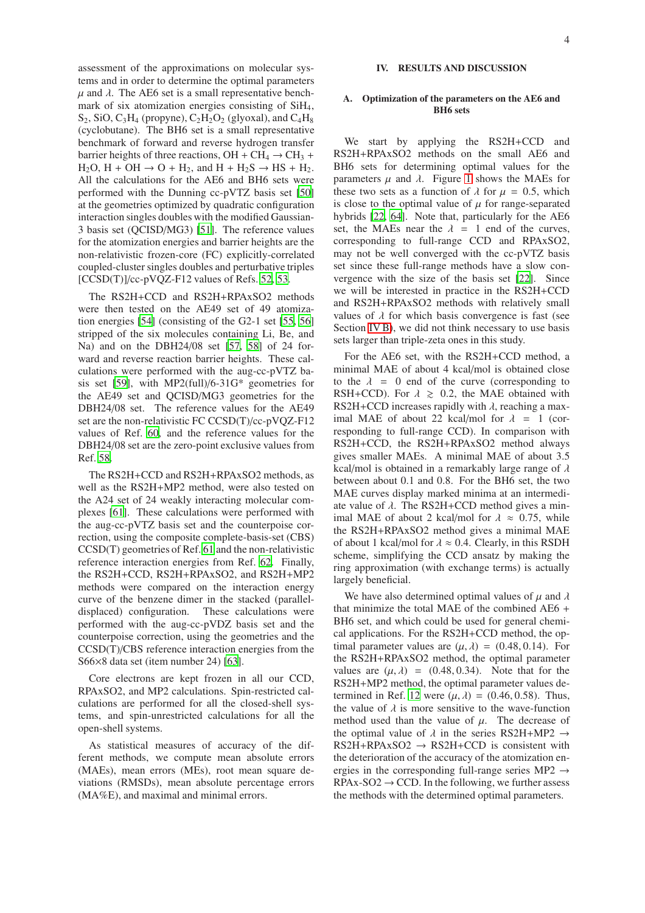assessment of the approximations on molecular systems and in order to determine the optimal parameters $\mu$ and $\lambda$. The AE6 set is a small representative benchmark of six atomization energies consisting of $SiH_4$, $S_2$, SiO, $C_3H_4$ (propyne), $C_2H_2O_2$ (glyoxal), and $C_4H_8$ (cyclobutane). The BH6 set is a small representative benchmark of forward and reverse hydrogen transfer barrier heights of three reactions, OH + $CH_4$ → $CH_3$ + $H_2O$, H + OH → O + $H_2$, and H + $H_2S$ → HS + $H_2$. All the calculations for the AE6 and BH6 sets were performed with the Dunning cc-pVTZ basis set [50] at the geometries optimized by quadratic configuration interaction singles doubles with the modified Gaussian-3 basis set (QCISD/MG3) [51]. The reference values for the atomization energies and barrier heights are the non-relativistic frozen-core (FC) explicitly-correlated coupled-cluster singles doubles and perturbative triples [CCSD(T)]/cc-pVQZ-F12 values of Refs. 52, 53.

The RS2H+CCD and RS2H+RPAxSO2 methods were then tested on the AE49 set of 49 atomization energies [54] (consisting of the G2-1 set [55, 56] stripped of the six molecules containing Li, Be, and Na) and on the DBH24/08 set [57, 58] of 24 forward and reverse reaction barrier heights. These calculations were performed with the aug-cc-pVTZ basis set [59], with MP2(full)/6-31G* geometries for the AE49 set and QCISD/MG3 geometries for the DBH24/08 set. The reference values for the AE49 set are the non-relativistic FC CCSD(T)/cc-pVQZ-F12 values of Ref. 60, and the reference values for the DBH24/08 set are the zero-point exclusive values from Ref. 58.

The RS2H+CCD and RS2H+RPAxSO2 methods, as well as the RS2H+MP2 method, were also tested on the A24 set of 24 weakly interacting molecular complexes [61]. These calculations were performed with the aug-cc-pVTZ basis set and the counterpoise correction, using the composite complete-basis-set (CBS) CCSD(T) geometries of Ref. 61 and the non-relativistic reference interaction energies from Ref. 62. Finally, the RS2H+CCD, RS2H+RPAxSO2, and RS2H+MP2 methods were compared on the interaction energy curve of the benzene dimer in the stacked (parallel-displaced) configuration. These calculations were performed with the aug-cc-pVDZ basis set and the counterpoise correction, using the geometries and the CCSD(T)/CBS reference interaction energies from the S66×8 data set (item number 24) [63].

Core electrons are kept frozen in all our CCD, RPAxSO2, and MP2 calculations. Spin-restricted calculations are performed for all the closed-shell systems, and spin-unrestricted calculations for all the open-shell systems.

As statistical measures of accuracy of the different methods, we compute mean absolute errors (MAEs), mean errors (MEs), root mean square deviations (RMSDs), mean absolute percentage errors (MA%E), and maximal and minimal errors.

## IV. RESULTS AND DISCUSSION

### A. Optimization of the parameters on the AE6 and BH6 sets

We start by applying the RS2H+CCD and RS2H+RPAxSO2 methods on the small AE6 and BH6 sets for determining optimal values for the parameters $\mu$ and $\lambda$. Figure 1 shows the MAEs for these two sets as a function of $\lambda$ for $\mu = 0.5$, which is close to the optimal value of $\mu$ for range-separated hybrids [22, 64]. Note that, particularly for the AE6 set, the MAEs near the $\lambda = 1$ end of the curves, corresponding to full-range CCD and RPAxSO2, may not be well converged with the cc-pVTZ basis set since these full-range methods have a slow convergence with the size of the basis set [22]. Since we will be interested in practice in the RS2H+CCD and RS2H+RPAxSO2 methods with relatively small values of $\lambda$ for which basis convergence is fast (see Section IV B), we did not think necessary to use basis sets larger than triple-zeta ones in this study.

For the AE6 set, with the RS2H+CCD method, a minimal MAE of about 4 kcal/mol is obtained close to the $\lambda = 0$ end of the curve (corresponding to RSH+CCD). For $\lambda \gtrsim 0.2$, the MAE obtained with RS2H+CCD increases rapidly with $\lambda$, reaching a maximal MAE of about 22 kcal/mol for $\lambda = 1$ (corresponding to full-range CCD). In comparison with RS2H+CCD, the RS2H+RPAxSO2 method always gives smaller MAEs. A minimal MAE of about 3.5 kcal/mol is obtained in a remarkably large range of $\lambda$ between about 0.1 and 0.8. For the BH6 set, the two MAE curves display marked minima at an intermediate value of $\lambda$. The RS2H+CCD method gives a minimal MAE of about 2 kcal/mol for $\lambda \approx 0.75$, while the RS2H+RPAxSO2 method gives a minimal MAE of about 1 kcal/mol for $\lambda \approx 0.4$. Clearly, in this RSDH scheme, simplifying the CCD ansatz by making the ring approximation (with exchange terms) is actually largely beneficial.

We have also determined optimal values of $\mu$ and $\lambda$ that minimize the total MAE of the combined AE6 + BH6 set, and which could be used for general chemical applications. For the RS2H+CCD method, the optimal parameter values are $(\mu, \lambda) = (0.48, 0.14)$. For the RS2H+RPAxSO2 method, the optimal parameter values are $(\mu, \lambda) = (0.48, 0.34)$. Note that for the RS2H+MP2 method, the optimal parameter values determined in Ref. 12 were $(\mu, \lambda) = (0.46, 0.58)$. Thus, the value of $\lambda$ is more sensitive to the wave-function method used than the value of $\mu$. The decrease of the optimal value of $\lambda$ in the series RS2H+MP2 → RS2H+RPAxSO2 → RS2H+CCD is consistent with the deterioration of the accuracy of the atomization energies in the corresponding full-range series MP2 → RPAx-SO2 → CCD. In the following, we further assess the methods with the determined optimal parameters.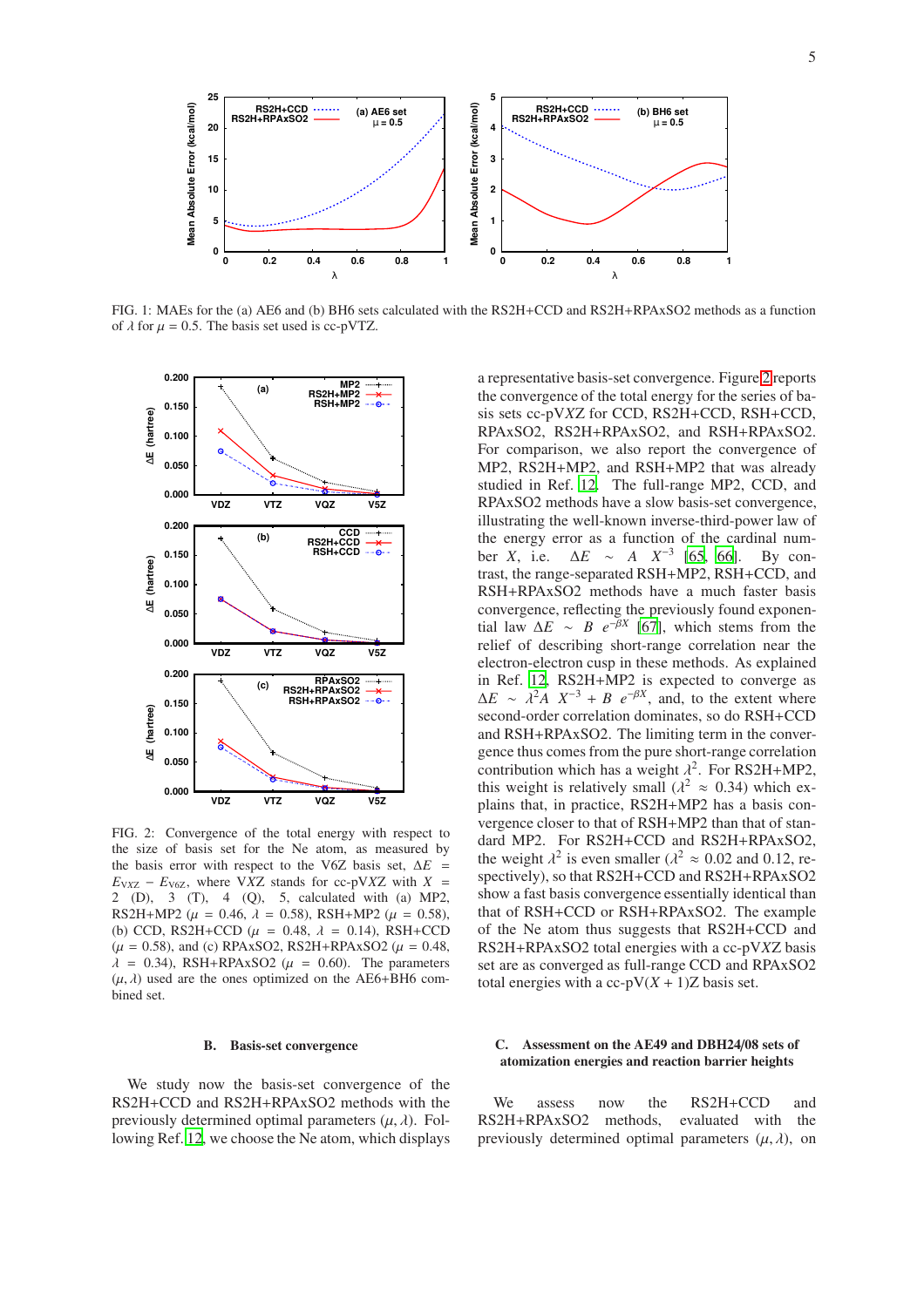FIG. 1: MAEs for the (a) AE6 and (b) BH6 sets calculated with the RS2H+CCD and RS2H+RPAxSO2 methods as a function of $\lambda$ for $\mu = 0.5$. The basis set used is cc-pVTZ.

FIG. 2: Convergence of the total energy with respect to the size of basis set for the Ne atom, as measured by the basis error with respect to the V6Z basis set, $\Delta E = E_{\text{VXZ}} - E_{\text{V6Z}}$, where VXZ stands for cc-pVXZ with $X = 2$ (D), 3 (T), 4 (Q), 5, calculated with (a) MP2, RS2H+MP2 ($\mu = 0.46$, $\lambda = 0.58$), RSH+MP2 ($\mu = 0.58$), (b) CCD, RS2H+CCD ($\mu = 0.48$, $\lambda = 0.14$), RSH+CCD ($\mu = 0.58$), and (c) RPAxSO2, RS2H+RPAxSO2 ($\mu = 0.48$, $\lambda = 0.34$), RSH+RPAxSO2 ($\mu = 0.60$). The parameters $(\mu, \lambda)$ used are the ones optimized on the AE6+BH6 combined set.

### B. Basis-set convergence

We study now the basis-set convergence of the RS2H+CCD and RS2H+RPAxSO2 methods with the previously determined optimal parameters $(\mu, \lambda)$. Following Ref. [12], we choose the Ne atom, which displays a representative basis-set convergence. Figure 2 reports the convergence of the total energy for the series of basis sets cc-pVXZ for CCD, RS2H+CCD, RSH+CCD, RPAxSO2, RS2H+RPAxSO2, and RSH+RPAxSO2. For comparison, we also report the convergence of MP2, RS2H+MP2, and RSH+MP2 that was already studied in Ref. [12]. The full-range MP2, CCD, and RPAxSO2 methods have a slow basis-set convergence, illustrating the well-known inverse-third-power law of the energy error as a function of the cardinal number $X$, i.e. $\Delta E \sim A\ X^{-3}$ [65, 66]. By contrast, the range-separated RSH+MP2, RSH+CCD, and RSH+RPAxSO2 methods have a much faster basis convergence, reflecting the previously found exponential law $\Delta E \sim B\ e^{-\beta X}$ [67], which stems from the relief of describing short-range correlation near the electron-electron cusp in these methods. As explained in Ref. [12], RS2H+MP2 is expected to converge as $\Delta E \sim \lambda^2 A\ X^{-3} + B\ e^{-\beta X}$, and, to the extent where second-order correlation dominates, so do RSH+CCD and RSH+RPAxSO2. The limiting term in the convergence thus comes from the pure short-range correlation contribution which has a weight $\lambda^2$. For RS2H+MP2, this weight is relatively small ($\lambda^2 \approx 0.34$) which explains that, in practice, RS2H+MP2 has a basis convergence closer to that of RSH+MP2 than that of standard MP2. For RS2H+CCD and RS2H+RPAxSO2, the weight $\lambda^2$ is even smaller ($\lambda^2 \approx 0.02$ and 0.12, respectively), so that RS2H+CCD and RS2H+RPAxSO2 show a fast basis convergence essentially identical than that of RSH+CCD or RSH+RPAxSO2. The example of the Ne atom thus suggests that RS2H+CCD and RS2H+RPAxSO2 total energies with a cc-pVXZ basis set are as converged as full-range CCD and RPAxSO2 total energies with a cc-pV(X + 1)Z basis set.

### C. Assessment on the AE49 and DBH24/08 sets of atomization energies and reaction barrier heights

We assess now the RS2H+CCD and RS2H+RPAxSO2 methods, evaluated with the previously determined optimal parameters $(\mu, \lambda)$, on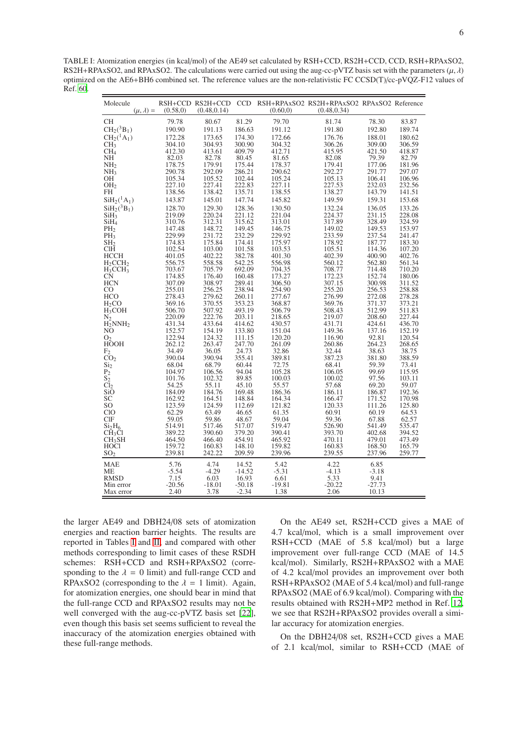TABLE I: Atomization energies (in kcal/mol) of the AE49 set calculated by RSH+CCD, RS2H+CCD, CCD, RSH+RPAxSO2, RS2H+RPAxSO2, and RPAxSO2. The calculations were carried out using the aug-cc-pVTZ basis set with the parameters $(\mu, \lambda)$ optimized on the AE6+BH6 combined set. The reference values are the non-relativistic FC CCSD(T)/cc-pVQZ-F12 values of Ref. [60].

| Molecule $(\mu, \lambda) =$ | RSH+CCD (0.58,0) | RS2H+CCD (0.48,0.14) | CCD | RSH+RPAxSO2 (0.60,0) | RS2H+RPAxSO2 (0.48,0.34) | RPAxSO2 | Reference |
|---|---|---|---|---|---|---|---|
| CH | 79.78 | 80.67 | 81.29 | 79.70 | 81.74 | 78.30 | 83.87 |
| $CH_2(^3B_1)$ | 190.90 | 191.13 | 186.63 | 191.12 | 191.80 | 192.80 | 189.74 |
| $CH_2(^1A_1)$ | 172.28 | 173.65 | 174.30 | 172.66 | 176.76 | 188.01 | 180.62 |
| $CH_3$ | 304.10 | 304.93 | 300.90 | 304.32 | 306.26 | 309.00 | 306.59 |
| $CH_4$ | 412.30 | 413.61 | 409.79 | 412.71 | 415.95 | 421.50 | 418.87 |
| NH | 82.03 | 82.78 | 80.45 | 81.65 | 82.08 | 79.39 | 82.79 |
| $NH_2$ | 178.75 | 179.91 | 175.44 | 178.37 | 179.41 | 177.06 | 181.96 |
| $NH_3$ | 290.78 | 292.09 | 286.21 | 290.62 | 292.27 | 291.77 | 297.07 |
| OH | 105.34 | 105.52 | 102.44 | 105.24 | 105.13 | 106.41 | 106.96 |
| $OH_2$ | 227.10 | 227.41 | 222.83 | 227.11 | 227.53 | 232.03 | 232.56 |
| FH | 138.56 | 138.42 | 135.71 | 138.55 | 138.27 | 143.79 | 141.51 |
| $SiH_2(^1A_1)$ | 143.87 | 145.01 | 147.74 | 145.82 | 149.59 | 159.31 | 153.68 |
| $SiH_2(^3B_1)$ | 128.70 | 129.30 | 128.36 | 130.50 | 132.24 | 136.05 | 133.26 |
| $SiH_3$ | 219.09 | 220.24 | 221.12 | 221.04 | 224.37 | 231.15 | 228.08 |
| $SiH_4$ | 310.76 | 312.31 | 315.62 | 313.01 | 317.89 | 328.49 | 324.59 |
| $PH_2$ | 147.48 | 148.72 | 149.45 | 146.75 | 149.02 | 149.53 | 153.97 |
| $PH_3$ | 229.99 | 231.72 | 232.29 | 229.92 | 233.59 | 237.54 | 241.47 |
| $SH_2$ | 174.83 | 175.84 | 174.41 | 175.97 | 178.92 | 187.77 | 183.30 |
| ClH | 102.54 | 103.00 | 101.58 | 103.53 | 105.51 | 114.36 | 107.20 |
| HCCH | 401.05 | 402.22 | 382.78 | 401.30 | 402.39 | 400.90 | 402.76 |
| $H_2CCH_2$ | 556.75 | 558.58 | 542.25 | 556.98 | 560.12 | 562.80 | 561.34 |
| $H_3CCH_3$ | 703.67 | 705.79 | 692.09 | 704.35 | 708.77 | 714.48 | 710.20 |
| CN | 174.85 | 176.40 | 160.48 | 173.27 | 172.23 | 152.74 | 180.06 |
| HCN | 307.09 | 308.97 | 289.41 | 306.50 | 307.15 | 300.98 | 311.52 |
| CO | 255.01 | 256.25 | 238.94 | 254.90 | 255.20 | 256.53 | 258.88 |
| HCO | 278.43 | 279.62 | 260.11 | 277.67 | 276.99 | 272.08 | 278.28 |
| $H_2CO$ | 369.16 | 370.55 | 353.23 | 368.87 | 369.76 | 371.37 | 373.21 |
| $H_3COH$ | 506.70 | 507.92 | 493.19 | 506.79 | 508.43 | 512.99 | 511.83 |
| $N_2$ | 220.09 | 222.76 | 203.11 | 218.65 | 219.07 | 208.60 | 227.44 |
| $H_2NNH_2$ | 431.34 | 433.64 | 414.62 | 430.57 | 431.71 | 424.61 | 436.70 |
| NO | 152.57 | 154.19 | 133.80 | 151.04 | 149.36 | 137.16 | 152.19 |
| $O_2$ | 122.94 | 124.32 | 111.15 | 120.20 | 116.90 | 92.81 | 120.54 |
| HOOH | 262.12 | 263.47 | 247.70 | 261.09 | 260.86 | 264.23 | 268.65 |
| $F_2$ | 34.49 | 36.05 | 24.73 | 32.86 | 32.44 | 38.63 | 38.75 |
| $CO_2$ | 390.04 | 390.94 | 355.41 | 389.81 | 387.23 | 381.80 | 388.59 |
| $Si_2$ | 68.04 | 68.79 | 60.44 | 72.75 | 68.41 | 59.39 | 73.41 |
| $P_2$ | 104.97 | 106.56 | 94.04 | 105.28 | 106.05 | 99.69 | 115.95 |
| $S_2$ | 101.76 | 102.32 | 89.85 | 100.03 | 100.02 | 97.56 | 103.11 |
| $Cl_2$ | 54.25 | 55.11 | 45.10 | 55.57 | 57.68 | 69.20 | 59.07 |
| SiO | 184.09 | 184.76 | 169.48 | 186.36 | 186.11 | 186.87 | 192.36 |
| SC | 162.92 | 164.51 | 148.84 | 164.34 | 166.47 | 171.52 | 170.98 |
| SO | 123.59 | 124.59 | 112.69 | 121.82 | 120.33 | 111.26 | 125.80 |
| ClO | 62.29 | 63.49 | 46.65 | 61.35 | 60.91 | 60.19 | 64.53 |
| ClF | 59.05 | 59.86 | 48.67 | 59.04 | 59.36 | 67.88 | 62.57 |
| $Si_2H_6$ | 514.91 | 517.46 | 517.07 | 519.47 | 526.90 | 541.49 | 535.47 |
| $CH_3Cl$ | 389.22 | 390.60 | 379.20 | 390.41 | 393.70 | 402.68 | 394.52 |
| $CH_3SH$ | 464.50 | 466.40 | 454.91 | 465.92 | 470.11 | 479.01 | 473.49 |
| HOCl | 159.72 | 160.83 | 148.10 | 159.82 | 160.83 | 168.50 | 165.79 |
| $SO_2$ | 239.81 | 242.22 | 209.59 | 239.96 | 239.55 | 237.96 | 259.77 |
| MAE | 5.76 | 4.74 | 14.52 | 5.42 | 4.22 | 6.85 | |
| ME | -5.54 | -4.29 | -14.52 | -5.31 | -4.13 | -3.18 | |
| RMSD | 7.15 | 6.03 | 16.93 | 6.61 | 5.33 | 9.41 | |
| Min error | -20.56 | -18.01 | -50.18 | -19.81 | -20.22 | -27.73 | |
| Max error | 2.40 | 3.78 | -2.34 | 1.38 | 2.06 | 10.13 | |

the larger AE49 and DBH24/08 sets of atomization energies and reaction barrier heights. The results are reported in Tables I and II, and compared with other methods corresponding to limit cases of these RSDH schemes: RSH+CCD and RSH+RPAxSO2 (corresponding to the $\lambda = 0$ limit) and full-range CCD and RPAxSO2 (corresponding to the $\lambda = 1$ limit). Again, for atomization energies, one should bear in mind that the full-range CCD and RPAxSO2 results may not be well converged with the aug-cc-pVTZ basis set [22], even though this basis set seems sufficient to reveal the inaccuracy of the atomization energies obtained with these full-range methods.

On the AE49 set, RS2H+CCD gives a MAE of 4.7 kcal/mol, which is a small improvement over RSH+CCD (MAE of 5.8 kcal/mol) but a large improvement over full-range CCD (MAE of 14.5 kcal/mol). Similarly, RS2H+RPAxSO2 with a MAE of 4.2 kcal/mol provides an improvement over both RSH+RPAxSO2 (MAE of 5.4 kcal/mol) and full-range RPAxSO2 (MAE of 6.9 kcal/mol). Comparing with the results obtained with RS2H+MP2 method in Ref. [12], we see that RS2H+RPAxSO2 provides overall a similar accuracy for atomization energies.

On the DBH24/08 set, RS2H+CCD gives a MAE of 2.1 kcal/mol, similar to RSH+CCD (MAE of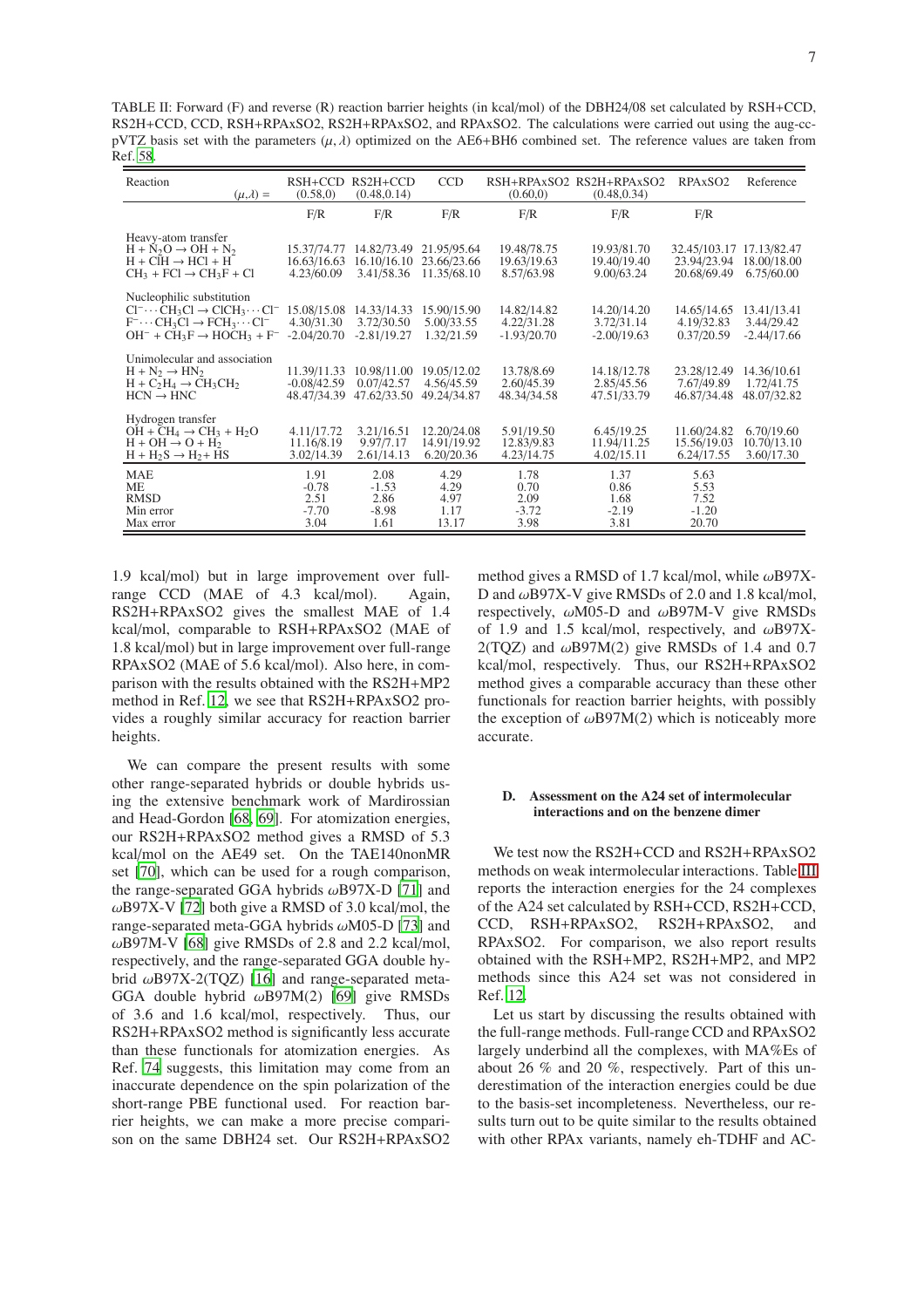TABLE II: Forward (F) and reverse (R) reaction barrier heights (in kcal/mol) of the DBH24/08 set calculated by RSH+CCD, RS2H+CCD, CCD, RSH+RPAxSO2, RS2H+RPAxSO2, and RPAxSO2. The calculations were carried out using the aug-cc-pVTZ basis set with the parameters $(\mu,\lambda)$ optimized on the AE6+BH6 combined set. The reference values are taken from Ref. 58.

| Reaction $(\mu,\lambda) =$ | RSH+CCD (0.58,0) | RS2H+CCD (0.48,0.14) | CCD | RSH+RPAxSO2 (0.60,0) | RS2H+RPAxSO2 (0.48,0.34) | RPAxSO2 | Reference |
|---|---|---|---|---|---|---|---|
| | F/R | F/R | F/R | F/R | F/R | F/R | |
| Heavy-atom transfer | | | | | | | |
| $H + N_2O \rightarrow OH + N_2$ | 15.37/74.77 | 14.82/73.49 | 21.95/95.64 | 19.48/78.75 | 19.93/81.70 | 32.45/103.17 | 17.13/82.47 |
| $H + ClH \rightarrow HCl + H$ | 16.63/16.63 | 16.10/16.10 | 23.66/23.66 | 19.63/19.63 | 19.40/19.40 | 23.94/23.94 | 18.00/18.00 |
| $CH_3 + FCl \rightarrow CH_3F + Cl$ | 4.23/60.09 | 3.41/58.36 | 11.35/68.10 | 8.57/63.98 | 9.00/63.24 | 20.68/69.49 | 6.75/60.00 |
| Nucleophilic substitution | | | | | | | |
| $Cl^- \cdots CH_3Cl \rightarrow ClCH_3 \cdots Cl^-$ | 15.08/15.08 | 14.33/14.33 | 15.90/15.90 | 14.82/14.82 | 14.20/14.20 | 14.65/14.65 | 13.41/13.41 |
| $F^- \cdots CH_3Cl \rightarrow FCH_3 \cdots Cl^-$ | 4.30/31.30 | 3.72/30.50 | 5.00/33.55 | 4.22/31.28 | 3.72/31.14 | 4.19/32.83 | 3.44/29.42 |
| $OH^- + CH_3F \rightarrow HOCH_3 + F^-$ | -2.04/20.70 | -2.81/19.27 | 1.32/21.59 | -1.93/20.70 | -2.00/19.63 | 0.37/20.59 | -2.44/17.66 |
| Unimolecular and association | | | | | | | |
| $H + N_2 \rightarrow HN_2$ | 11.39/11.33 | 10.98/11.00 | 19.05/12.02 | 13.78/8.69 | 14.18/12.78 | 23.28/12.49 | 14.36/10.61 |
| $H + C_2H_4 \rightarrow CH_3CH_2$ | -0.08/42.59 | 0.07/42.57 | 4.56/45.59 | 2.60/45.39 | 2.85/45.56 | 7.67/49.89 | 1.72/41.75 |
| $HCN \rightarrow HNC$ | 48.47/34.39 | 47.62/33.50 | 49.24/34.87 | 48.34/34.58 | 47.51/33.79 | 46.87/34.48 | 48.07/32.82 |
| Hydrogen transfer | | | | | | | |
| $OH + CH_4 \rightarrow CH_3 + H_2O$ | 4.11/17.72 | 3.21/16.51 | 12.20/24.08 | 5.91/19.50 | 6.45/19.25 | 11.60/24.82 | 6.70/19.60 |
| $H + OH \rightarrow O + H_2$ | 11.16/8.19 | 9.97/7.17 | 14.91/19.92 | 12.83/9.83 | 11.94/11.25 | 15.56/19.03 | 10.70/13.10 |
| $H + H_2S \rightarrow H_2 + HS$ | 3.02/14.39 | 2.61/14.13 | 6.20/20.36 | 4.23/14.75 | 4.02/15.11 | 6.24/17.55 | 3.60/17.30 |
| MAE | 1.91 | 2.08 | 4.29 | 1.78 | 1.37 | 5.63 | |
| ME | -0.78 | -1.53 | 4.29 | 0.70 | 0.86 | 5.53 | |
| RMSD | 2.51 | 2.86 | 4.97 | 2.09 | 1.68 | 7.52 | |
| Min error | -7.70 | -8.98 | 1.17 | -3.72 | -2.19 | -1.20 | |
| Max error | 3.04 | 1.61 | 13.17 | 3.98 | 3.81 | 20.70 | |

1.9 kcal/mol) but in large improvement over full-range CCD (MAE of 4.3 kcal/mol). Again, RS2H+RPAxSO2 gives the smallest MAE of 1.4 kcal/mol, comparable to RSH+RPAxSO2 (MAE of 1.8 kcal/mol) but in large improvement over full-range RPAxSO2 (MAE of 5.6 kcal/mol). Also here, in comparison with the results obtained with the RS2H+MP2 method in Ref. 12, we see that RS2H+RPAxSO2 provides a roughly similar accuracy for reaction barrier heights.

We can compare the present results with some other range-separated hybrids or double hybrids using the extensive benchmark work of Mardirossian and Head-Gordon [68, 69]. For atomization energies, our RS2H+RPAxSO2 method gives a RMSD of 5.3 kcal/mol on the AE49 set. On the TAE140nonMR set [70], which can be used for a rough comparison, the range-separated GGA hybrids $\omega$B97X-D [71] and $\omega$B97X-V [72] both give a RMSD of 3.0 kcal/mol, the range-separated meta-GGA hybrids $\omega$M05-D [73] and $\omega$B97M-V [68] give RMSDs of 2.8 and 2.2 kcal/mol, respectively, and the range-separated GGA double hybrid $\omega$B97X-2(TQZ) [16] and range-separated meta-GGA double hybrid $\omega$B97M(2) [69] give RMSDs of 3.6 and 1.6 kcal/mol, respectively. Thus, our RS2H+RPAxSO2 method is significantly less accurate than these functionals for atomization energies. As Ref. 74 suggests, this limitation may come from an inaccurate dependence on the spin polarization of the short-range PBE functional used. For reaction barrier heights, we can make a more precise comparison on the same DBH24 set. Our RS2H+RPAxSO2 method gives a RMSD of 1.7 kcal/mol, while $\omega$B97X-D and $\omega$B97X-V give RMSDs of 2.0 and 1.8 kcal/mol, respectively, $\omega$M05-D and $\omega$B97M-V give RMSDs of 1.9 and 1.5 kcal/mol, respectively, and $\omega$B97X-2(TQZ) and $\omega$B97M(2) give RMSDs of 1.4 and 0.7 kcal/mol, respectively. Thus, our RS2H+RPAxSO2 method gives a comparable accuracy than these other functionals for reaction barrier heights, with possibly the exception of $\omega$B97M(2) which is noticeably more accurate.

### D. Assessment on the A24 set of intermolecular interactions and on the benzene dimer

We test now the RS2H+CCD and RS2H+RPAxSO2 methods on weak intermolecular interactions. Table III reports the interaction energies for the 24 complexes of the A24 set calculated by RSH+CCD, RS2H+CCD, CCD, RSH+RPAxSO2, RS2H+RPAxSO2, and RPAxSO2. For comparison, we also report results obtained with the RSH+MP2, RS2H+MP2, and MP2 methods since this A24 set was not considered in Ref. 12.

Let us start by discussing the results obtained with the full-range methods. Full-range CCD and RPAxSO2 largely underbind all the complexes, with MA%Es of about 26 % and 20 %, respectively. Part of this underestimation of the interaction energies could be due to the basis-set incompleteness. Nevertheless, our results turn out to be quite similar to the results obtained with other RPAx variants, namely eh-TDHF and AC-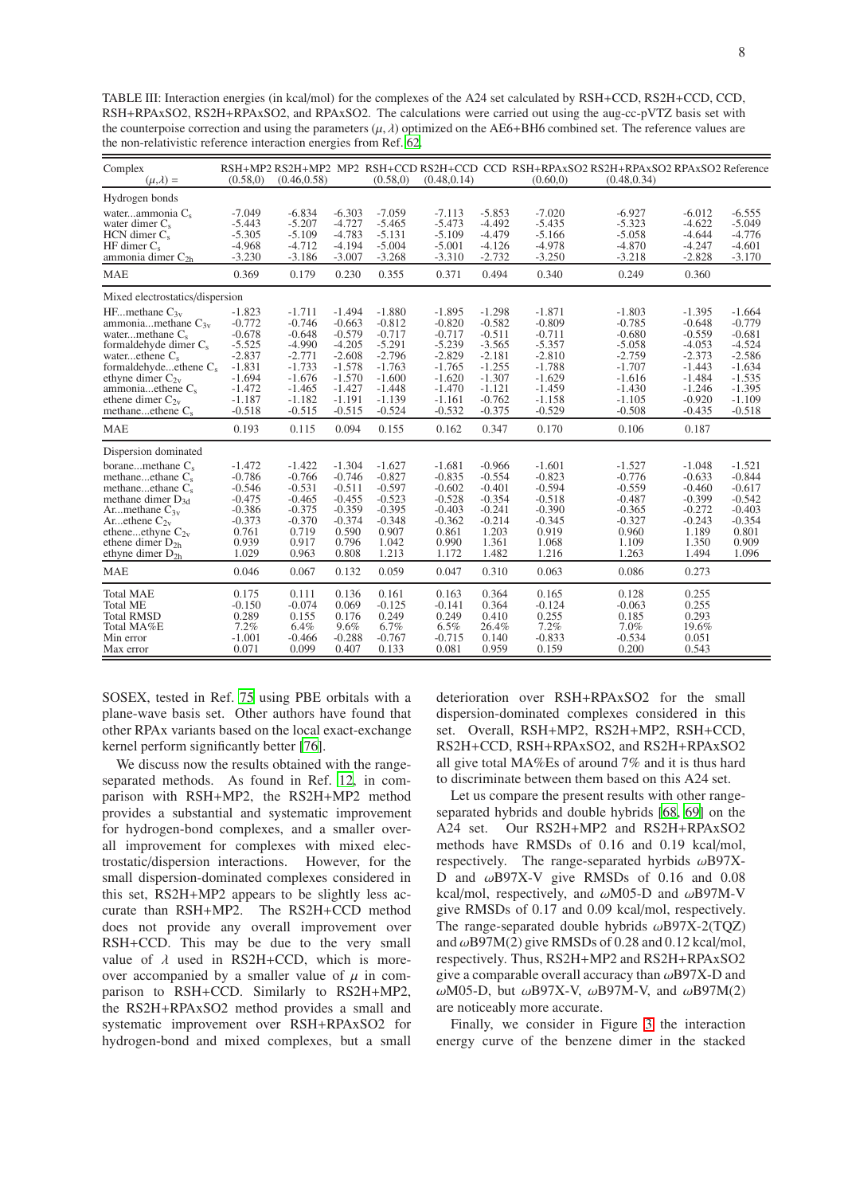TABLE III: Interaction energies (in kcal/mol) for the complexes of the A24 set calculated by RSH+CCD, RS2H+CCD, CCD, RSH+RPAxSO2, RS2H+RPAxSO2, and RPAxSO2. The calculations were carried out using the aug-cc-pVTZ basis set with the counterpoise correction and using the parameters $(\mu, \lambda)$ optimized on the AE6+BH6 combined set. The reference values are the non-relativistic reference interaction energies from Ref. [62].

| Complex $(\mu,\lambda)$ = | RSH+MP2 (0.58,0) | RS2H+MP2 (0.46,0.58) | MP2 | RSH+CCD (0.58,0) | RS2H+CCD (0.48,0.14) | CCD | RSH+RPAxSO2 (0.60,0) | RS2H+RPAxSO2 (0.48,0.34) | RPAxSO2 | Reference |
|---|---|---|---|---|---|---|---|---|---|---|
| *Hydrogen bonds* | | | | | | | | | | |
| water...ammonia $C_s$ | -7.049 | -6.834 | -6.303 | -7.059 | -7.113 | -5.853 | -7.020 | -6.927 | -6.012 | -6.555 |
| water dimer $C_s$ | -5.443 | -5.207 | -4.727 | -5.465 | -5.473 | -4.492 | -5.435 | -5.323 | -4.622 | -5.049 |
| HCN dimer $C_s$ | -5.305 | -5.109 | -4.783 | -5.131 | -5.109 | -4.479 | -5.166 | -5.058 | -4.644 | -4.776 |
| HF dimer $C_s$ | -4.968 | -4.712 | -4.194 | -5.004 | -5.001 | -4.126 | -4.978 | -4.870 | -4.247 | -4.601 |
| ammonia dimer $C_{2h}$ | -3.230 | -3.186 | -3.007 | -3.268 | -3.310 | -2.732 | -3.250 | -3.218 | -2.828 | -3.170 |
| MAE | 0.369 | 0.179 | 0.230 | 0.355 | 0.371 | 0.494 | 0.340 | 0.249 | 0.360 | |
| *Mixed electrostatics/dispersion* | | | | | | | | | | |
| HF...methane $C_{3v}$ | -1.823 | -1.711 | -1.494 | -1.880 | -1.895 | -1.298 | -1.871 | -1.803 | -1.395 | -1.664 |
| ammonia...methane $C_{3v}$ | -0.772 | -0.746 | -0.663 | -0.812 | -0.820 | -0.582 | -0.809 | -0.785 | -0.648 | -0.779 |
| water...methane $C_s$ | -0.678 | -0.648 | -0.579 | -0.717 | -0.717 | -0.511 | -0.711 | -0.680 | -0.559 | -0.681 |
| formaldehyde dimer $C_s$ | -5.525 | -4.990 | -4.205 | -5.291 | -5.239 | -3.565 | -5.357 | -5.058 | -4.053 | -4.524 |
| water...ethene $C_s$ | -2.837 | -2.771 | -2.608 | -2.796 | -2.829 | -2.181 | -2.810 | -2.759 | -2.373 | -2.586 |
| formaldehyde...ethene $C_s$ | -1.831 | -1.733 | -1.578 | -1.763 | -1.765 | -1.255 | -1.788 | -1.707 | -1.443 | -1.634 |
| ethyne dimer $C_{2v}$ | -1.694 | -1.676 | -1.570 | -1.600 | -1.620 | -1.307 | -1.629 | -1.616 | -1.484 | -1.535 |
| ammonia...ethene $C_s$ | -1.472 | -1.465 | -1.427 | -1.448 | -1.470 | -1.121 | -1.459 | -1.430 | -1.246 | -1.395 |
| ethene dimer $C_{2v}$ | -1.187 | -1.182 | -1.191 | -1.139 | -1.161 | -0.762 | -1.158 | -1.105 | -0.920 | -1.109 |
| methane...ethene $C_s$ | -0.518 | -0.515 | -0.515 | -0.524 | -0.532 | -0.375 | -0.529 | -0.508 | -0.435 | -0.518 |
| MAE | 0.193 | 0.115 | 0.094 | 0.155 | 0.162 | 0.347 | 0.170 | 0.106 | 0.187 | |
| *Dispersion dominated* | | | | | | | | | | |
| borane...methane $C_s$ | -1.472 | -1.422 | -1.304 | -1.627 | -1.681 | -0.966 | -1.601 | -1.527 | -1.048 | -1.521 |
| methane...ethane $C_s$ | -0.786 | -0.766 | -0.746 | -0.827 | -0.835 | -0.554 | -0.823 | -0.776 | -0.633 | -0.844 |
| methane...ethane $C_s$ | -0.546 | -0.531 | -0.511 | -0.597 | -0.602 | -0.401 | -0.594 | -0.559 | -0.460 | -0.617 |
| methane dimer $D_{3d}$ | -0.475 | -0.465 | -0.455 | -0.523 | -0.528 | -0.354 | -0.518 | -0.487 | -0.399 | -0.542 |
| Ar...methane $C_{3v}$ | -0.386 | -0.375 | -0.359 | -0.395 | -0.403 | -0.241 | -0.390 | -0.365 | -0.272 | -0.403 |
| Ar...ethene $C_{2v}$ | -0.373 | -0.370 | -0.374 | -0.348 | -0.362 | -0.214 | -0.345 | -0.327 | -0.243 | -0.354 |
| ethene...ethyne $C_{2v}$ | 0.761 | 0.719 | 0.590 | 0.907 | 0.861 | 1.203 | 0.919 | 0.960 | 1.189 | 0.801 |
| ethene dimer $D_{2h}$ | 0.939 | 0.917 | 0.796 | 1.042 | 0.990 | 1.361 | 1.068 | 1.109 | 1.350 | 0.909 |
| ethyne dimer $D_{2h}$ | 1.029 | 0.963 | 0.808 | 1.213 | 1.172 | 1.482 | 1.216 | 1.263 | 1.494 | 1.096 |
| MAE | 0.046 | 0.067 | 0.132 | 0.059 | 0.047 | 0.310 | 0.063 | 0.086 | 0.273 | |
| Total MAE | 0.175 | 0.111 | 0.136 | 0.161 | 0.163 | 0.364 | 0.165 | 0.128 | 0.255 | |
| Total ME | -0.150 | -0.074 | 0.069 | -0.125 | -0.141 | 0.364 | -0.124 | -0.063 | 0.255 | |
| Total RMSD | 0.289 | 0.155 | 0.176 | 0.249 | 0.249 | 0.410 | 0.255 | 0.185 | 0.293 | |
| Total MA%E | 7.2% | 6.4% | 9.6% | 6.7% | 6.5% | 26.4% | 7.2% | 7.0% | 19.6% | |
| Min error | -1.001 | -0.466 | -0.288 | -0.767 | -0.715 | 0.140 | -0.833 | -0.534 | 0.051 | |
| Max error | 0.071 | 0.099 | 0.407 | 0.133 | 0.081 | 0.959 | 0.159 | 0.200 | 0.543 | |

SOSEX, tested in Ref. [75] using PBE orbitals with a plane-wave basis set. Other authors have found that other RPAx variants based on the local exact-exchange kernel perform significantly better [76].

We discuss now the results obtained with the range-separated methods. As found in Ref. [12], in comparison with RSH+MP2, the RS2H+MP2 method provides a substantial and systematic improvement for hydrogen-bond complexes, and a smaller overall improvement for complexes with mixed electrostatic/dispersion interactions. However, for the small dispersion-dominated complexes considered in this set, RS2H+MP2 appears to be slightly less accurate than RSH+MP2. The RS2H+CCD method does not provide any overall improvement over RSH+CCD. This may be due to the very small value of $\lambda$ used in RS2H+CCD, which is moreover accompanied by a smaller value of $\mu$ in comparison to RSH+CCD. Similarly to RS2H+MP2, the RS2H+RPAxSO2 method provides a small and systematic improvement over RSH+RPAxSO2 for hydrogen-bond and mixed complexes, but a small deterioration over RSH+RPAxSO2 for the small dispersion-dominated complexes considered in this set. Overall, RSH+MP2, RS2H+MP2, RSH+CCD, RS2H+CCD, RSH+RPAxSO2, and RS2H+RPAxSO2 all give total MA%Es of around 7% and it is thus hard to discriminate between them based on this A24 set.

Let us compare the present results with other range-separated hybrids and double hybrids [68, 69] on the A24 set. Our RS2H+MP2 and RS2H+RPAxSO2 methods have RMSDs of 0.16 and 0.19 kcal/mol, respectively. The range-separated hyrbids $\omega$B97X-D and $\omega$B97X-V give RMSDs of 0.16 and 0.08 kcal/mol, respectively, and $\omega$M05-D and $\omega$B97M-V give RMSDs of 0.17 and 0.09 kcal/mol, respectively. The range-separated double hybrids $\omega$B97X-2(TQZ) and $\omega$B97M(2) give RMSDs of 0.28 and 0.12 kcal/mol, respectively. Thus, RS2H+MP2 and RS2H+RPAxSO2 give a comparable overall accuracy than $\omega$B97X-D and $\omega$M05-D, but $\omega$B97X-V, $\omega$B97M-V, and $\omega$B97M(2) are noticeably more accurate.

Finally, we consider in Figure 3 the interaction energy curve of the benzene dimer in the stacked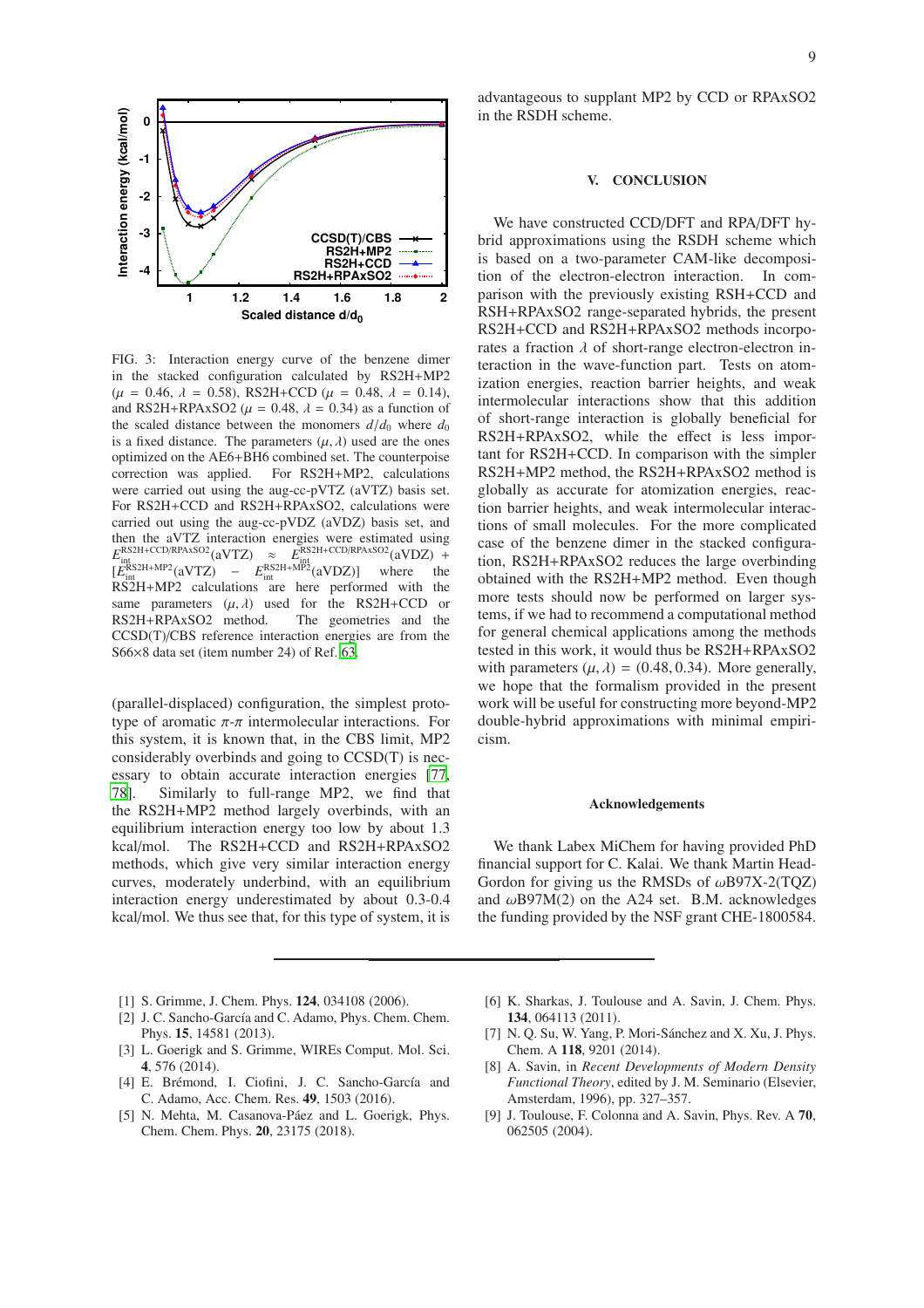FIG. 3: Interaction energy curve of the benzene dimer in the stacked configuration calculated by RS2H+MP2 ($\mu$ = 0.46, $\lambda$ = 0.58), RS2H+CCD ($\mu$ = 0.48, $\lambda$ = 0.14), and RS2H+RPAxSO2 ($\mu$ = 0.48, $\lambda$ = 0.34) as a function of the scaled distance between the monomers $d/d_0$ where $d_0$ is a fixed distance. The parameters $(\mu, \lambda)$ used are the ones optimized on the AE6+BH6 combined set. The counterpoise correction was applied. For RS2H+MP2, calculations were carried out using the aug-cc-pVTZ (aVTZ) basis set. For RS2H+CCD and RS2H+RPAxSO2, calculations were carried out using the aug-cc-pVDZ (aVDZ) basis set, and then the aVTZ interaction energies were estimated using $E_{\text{int}}^{\text{RS2H+CCD/RPAxSO2}}(\text{aVTZ}) \approx E_{\text{int}}^{\text{RS2H+CCD/RPAxSO2}}(\text{aVDZ}) + [E_{\text{int}}^{\text{RS2H+MP2}}(\text{aVTZ}) - E_{\text{int}}^{\text{RS2H+MP2}}(\text{aVDZ})]$ where the RS2H+MP2 calculations are here performed with the same parameters $(\mu, \lambda)$ used for the RS2H+CCD or RS2H+RPAxSO2 method. The geometries and the CCSD(T)/CBS reference interaction energies are from the S66×8 data set (item number 24) of Ref. [63].

(parallel-displaced) configuration, the simplest prototype of aromatic $\pi$-$\pi$ intermolecular interactions. For this system, it is known that, in the CBS limit, MP2 considerably overbinds and going to CCSD(T) is necessary to obtain accurate interaction energies [77, 78]. Similarly to full-range MP2, we find that the RS2H+MP2 method largely overbinds, with an equilibrium interaction energy too low by about 1.3 kcal/mol. The RS2H+CCD and RS2H+RPAxSO2 methods, which give very similar interaction energy curves, moderately underbind, with an equilibrium interaction energy underestimated by about 0.3-0.4 kcal/mol. We thus see that, for this type of system, it is advantageous to supplant MP2 by CCD or RPAxSO2 in the RSDH scheme.

## V. CONCLUSION

We have constructed CCD/DFT and RPA/DFT hybrid approximations using the RSDH scheme which is based on a two-parameter CAM-like decomposition of the electron-electron interaction. In comparison with the previously existing RSH+CCD and RSH+RPAxSO2 range-separated hybrids, the present RS2H+CCD and RS2H+RPAxSO2 methods incorporates a fraction $\lambda$ of short-range electron-electron interaction in the wave-function part. Tests on atomization energies, reaction barrier heights, and weak intermolecular interactions show that this addition of short-range interaction is globally beneficial for RS2H+RPAxSO2, while the effect is less important for RS2H+CCD. In comparison with the simpler RS2H+MP2 method, the RS2H+RPAxSO2 method is globally as accurate for atomization energies, reaction barrier heights, and weak intermolecular interactions of small molecules. For the more complicated case of the benzene dimer in the stacked configuration, RS2H+RPAxSO2 reduces the large overbinding obtained with the RS2H+MP2 method. Even though more tests should now be performed on larger systems, if we had to recommend a computational method for general chemical applications among the methods tested in this work, it would thus be RS2H+RPAxSO2 with parameters $(\mu, \lambda) = (0.48, 0.34)$. More generally, we hope that the formalism provided in the present work will be useful for constructing more beyond-MP2 double-hybrid approximations with minimal empiricism.

### Acknowledgements

We thank Labex MiChem for having provided PhD financial support for C. Kalai. We thank Martin Head-Gordon for giving us the RMSDs of $\omega$B97X-2(TQZ) and $\omega$B97M(2) on the A24 set. B.M. acknowledges the funding provided by the NSF grant CHE-1800584.

---

[1] S. Grimme, J. Chem. Phys. **124**, 034108 (2006).
[2] J. C. Sancho-García and C. Adamo, Phys. Chem. Chem. Phys. **15**, 14581 (2013).
[3] L. Goerigk and S. Grimme, WIREs Comput. Mol. Sci. **4**, 576 (2014).
[4] E. Brémond, I. Ciofini, J. C. Sancho-García and C. Adamo, Acc. Chem. Res. **49**, 1503 (2016).
[5] N. Mehta, M. Casanova-Páez and L. Goerigk, Phys. Chem. Chem. Phys. **20**, 23175 (2018).
[6] K. Sharkas, J. Toulouse and A. Savin, J. Chem. Phys. **134**, 064113 (2011).
[7] N. Q. Su, W. Yang, P. Mori-Sánchez and X. Xu, J. Phys. Chem. A **118**, 9201 (2014).
[8] A. Savin, in *Recent Developments of Modern Density Functional Theory*, edited by J. M. Seminario (Elsevier, Amsterdam, 1996), pp. 327–357.
[9] J. Toulouse, F. Colonna and A. Savin, Phys. Rev. A **70**, 062505 (2004).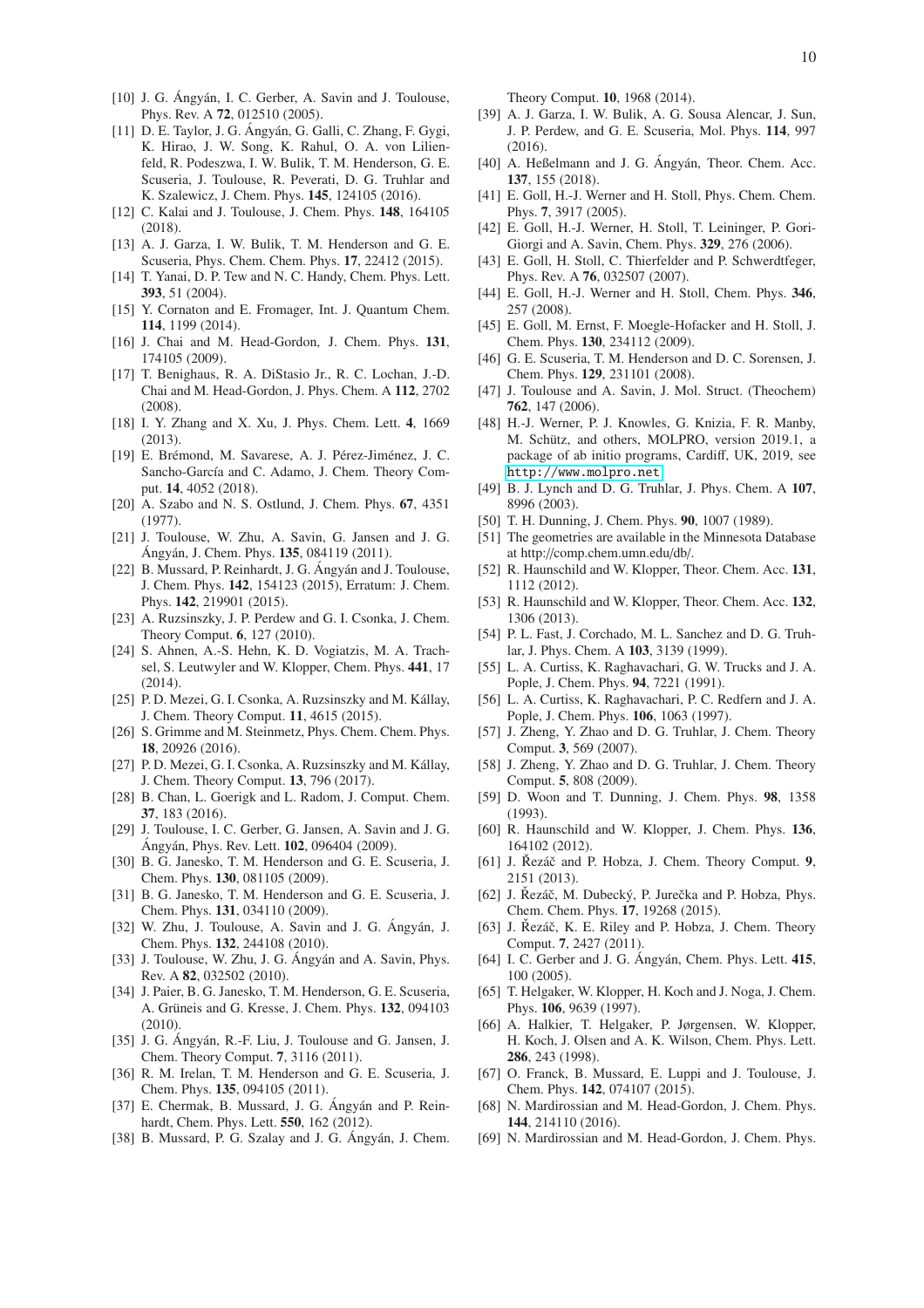[10] J. G. Ángyán, I. C. Gerber, A. Savin and J. Toulouse, Phys. Rev. A **72**, 012510 (2005).

[11] D. E. Taylor, J. G. Ángyán, G. Galli, C. Zhang, F. Gygi, K. Hirao, J. W. Song, K. Rahul, O. A. von Lilienfeld, R. Podeszwa, I. W. Bulik, T. M. Henderson, G. E. Scuseria, J. Toulouse, R. Peverati, D. G. Truhlar and K. Szalewicz, J. Chem. Phys. **145**, 124105 (2016).

[12] C. Kalai and J. Toulouse, J. Chem. Phys. **148**, 164105 (2018).

[13] A. J. Garza, I. W. Bulik, T. M. Henderson and G. E. Scuseria, Phys. Chem. Chem. Phys. **17**, 22412 (2015).

[14] T. Yanai, D. P. Tew and N. C. Handy, Chem. Phys. Lett. **393**, 51 (2004).

[15] Y. Cornaton and E. Fromager, Int. J. Quantum Chem. **114**, 1199 (2014).

[16] J. Chai and M. Head-Gordon, J. Chem. Phys. **131**, 174105 (2009).

[17] T. Benighaus, R. A. DiStasio Jr., R. C. Lochan, J.-D. Chai and M. Head-Gordon, J. Phys. Chem. A **112**, 2702 (2008).

[18] I. Y. Zhang and X. Xu, J. Phys. Chem. Lett. **4**, 1669 (2013).

[19] E. Brémond, M. Savarese, A. J. Pérez-Jiménez, J. C. Sancho-García and C. Adamo, J. Chem. Theory Comput. **14**, 4052 (2018).

[20] A. Szabo and N. S. Ostlund, J. Chem. Phys. **67**, 4351 (1977).

[21] J. Toulouse, W. Zhu, A. Savin, G. Jansen and J. G. Ángyán, J. Chem. Phys. **135**, 084119 (2011).

[22] B. Mussard, P. Reinhardt, J. G. Ángyán and J. Toulouse, J. Chem. Phys. **142**, 154123 (2015), Erratum: J. Chem. Phys. **142**, 219901 (2015).

[23] A. Ruzsinszky, J. P. Perdew and G. I. Csonka, J. Chem. Theory Comput. **6**, 127 (2010).

[24] S. Ahnen, A.-S. Hehn, K. D. Vogiatzis, M. A. Trachsel, S. Leutwyler and W. Klopper, Chem. Phys. **441**, 17 (2014).

[25] P. D. Mezei, G. I. Csonka, A. Ruzsinszky and M. Kállay, J. Chem. Theory Comput. **11**, 4615 (2015).

[26] S. Grimme and M. Steinmetz, Phys. Chem. Chem. Phys. **18**, 20926 (2016).

[27] P. D. Mezei, G. I. Csonka, A. Ruzsinszky and M. Kállay, J. Chem. Theory Comput. **13**, 796 (2017).

[28] B. Chan, L. Goerigk and L. Radom, J. Comput. Chem. **37**, 183 (2016).

[29] J. Toulouse, I. C. Gerber, G. Jansen, A. Savin and J. G. Ángyán, Phys. Rev. Lett. **102**, 096404 (2009).

[30] B. G. Janesko, T. M. Henderson and G. E. Scuseria, J. Chem. Phys. **130**, 081105 (2009).

[31] B. G. Janesko, T. M. Henderson and G. E. Scuseria, J. Chem. Phys. **131**, 034110 (2009).

[32] W. Zhu, J. Toulouse, A. Savin and J. G. Ángyán, J. Chem. Phys. **132**, 244108 (2010).

[33] J. Toulouse, W. Zhu, J. G. Ángyán and A. Savin, Phys. Rev. A **82**, 032502 (2010).

[34] J. Paier, B. G. Janesko, T. M. Henderson, G. E. Scuseria, A. Grüneis and G. Kresse, J. Chem. Phys. **132**, 094103 (2010).

[35] J. G. Ángyán, R.-F. Liu, J. Toulouse and G. Jansen, J. Chem. Theory Comput. **7**, 3116 (2011).

[36] R. M. Irelan, T. M. Henderson and G. E. Scuseria, J. Chem. Phys. **135**, 094105 (2011).

[37] E. Chermak, B. Mussard, J. G. Ángyán and P. Reinhardt, Chem. Phys. Lett. **550**, 162 (2012).

[38] B. Mussard, P. G. Szalay and J. G. Ángyán, J. Chem. Theory Comput. **10**, 1968 (2014).

[39] A. J. Garza, I. W. Bulik, A. G. Sousa Alencar, J. Sun, J. P. Perdew, and G. E. Scuseria, Mol. Phys. **114**, 997 (2016).

[40] A. Heßelmann and J. G. Ángyán, Theor. Chem. Acc. **137**, 155 (2018).

[41] E. Goll, H.-J. Werner and H. Stoll, Phys. Chem. Chem. Phys. **7**, 3917 (2005).

[42] E. Goll, H.-J. Werner, H. Stoll, T. Leininger, P. Gori-Giorgi and A. Savin, Chem. Phys. **329**, 276 (2006).

[43] E. Goll, H. Stoll, C. Thierfelder and P. Schwerdtfeger, Phys. Rev. A **76**, 032507 (2007).

[44] E. Goll, H.-J. Werner and H. Stoll, Chem. Phys. **346**, 257 (2008).

[45] E. Goll, M. Ernst, F. Moegle-Hofacker and H. Stoll, J. Chem. Phys. **130**, 234112 (2009).

[46] G. E. Scuseria, T. M. Henderson and D. C. Sorensen, J. Chem. Phys. **129**, 231101 (2008).

[47] J. Toulouse and A. Savin, J. Mol. Struct. (Theochem) **762**, 147 (2006).

[48] H.-J. Werner, P. J. Knowles, G. Knizia, F. R. Manby, M. Schütz, and others, MOLPRO, version 2019.1, a package of ab initio programs, Cardiff, UK, 2019, see http://www.molpro.net.

[49] B. J. Lynch and D. G. Truhlar, J. Phys. Chem. A **107**, 8996 (2003).

[50] T. H. Dunning, J. Chem. Phys. **90**, 1007 (1989).

[51] The geometries are available in the Minnesota Database at http://comp.chem.umn.edu/db/.

[52] R. Haunschild and W. Klopper, Theor. Chem. Acc. **131**, 1112 (2012).

[53] R. Haunschild and W. Klopper, Theor. Chem. Acc. **132**, 1306 (2013).

[54] P. L. Fast, J. Corchado, M. L. Sanchez and D. G. Truhlar, J. Phys. Chem. A **103**, 3139 (1999).

[55] L. A. Curtiss, K. Raghavachari, G. W. Trucks and J. A. Pople, J. Chem. Phys. **94**, 7221 (1991).

[56] L. A. Curtiss, K. Raghavachari, P. C. Redfern and J. A. Pople, J. Chem. Phys. **106**, 1063 (1997).

[57] J. Zheng, Y. Zhao and D. G. Truhlar, J. Chem. Theory Comput. **3**, 569 (2007).

[58] J. Zheng, Y. Zhao and D. G. Truhlar, J. Chem. Theory Comput. **5**, 808 (2009).

[59] D. Woon and T. Dunning, J. Chem. Phys. **98**, 1358 (1993).

[60] R. Haunschild and W. Klopper, J. Chem. Phys. **136**, 164102 (2012).

[61] J. Řezáč and P. Hobza, J. Chem. Theory Comput. **9**, 2151 (2013).

[62] J. Řezáč, M. Dubecký, P. Jurečka and P. Hobza, Phys. Chem. Chem. Phys. **17**, 19268 (2015).

[63] J. Řezáč, K. E. Riley and P. Hobza, J. Chem. Theory Comput. **7**, 2427 (2011).

[64] I. C. Gerber and J. G. Ángyán, Chem. Phys. Lett. **415**, 100 (2005).

[65] T. Helgaker, W. Klopper, H. Koch and J. Noga, J. Chem. Phys. **106**, 9639 (1997).

[66] A. Halkier, T. Helgaker, P. Jørgensen, W. Klopper, H. Koch, J. Olsen and A. K. Wilson, Chem. Phys. Lett. **286**, 243 (1998).

[67] O. Franck, B. Mussard, E. Luppi and J. Toulouse, J. Chem. Phys. **142**, 074107 (2015).

[68] N. Mardirossian and M. Head-Gordon, J. Chem. Phys. **144**, 214110 (2016).

[69] N. Mardirossian and M. Head-Gordon, J. Chem. Phys.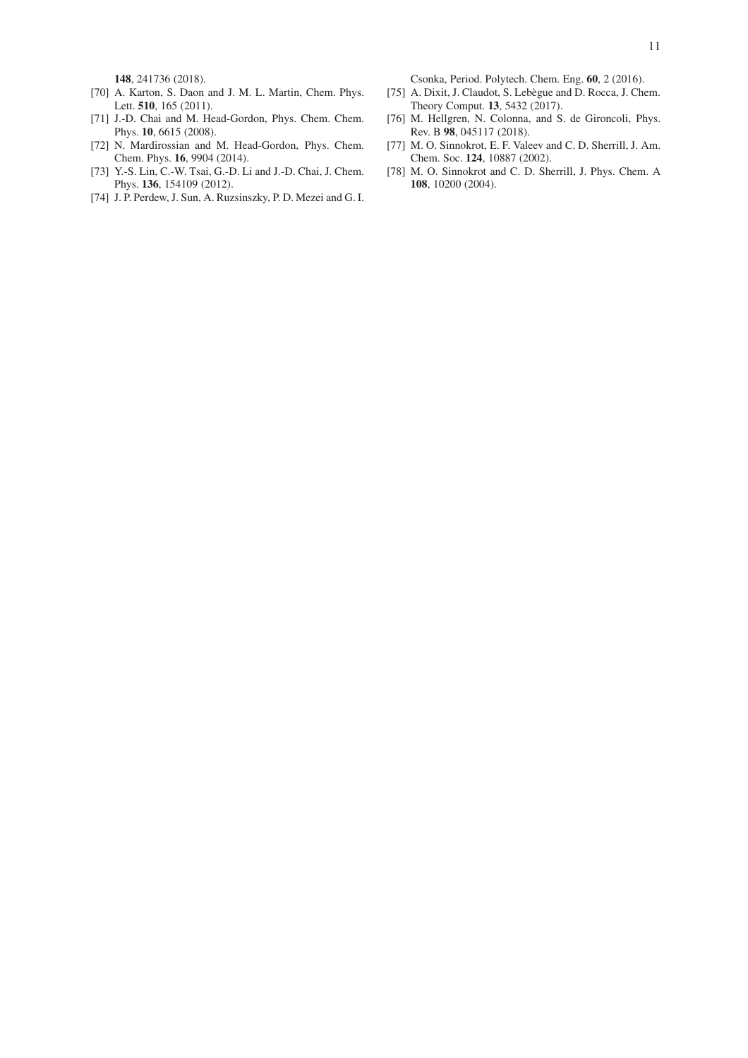**148**, 241736 (2018).

[70] A. Karton, S. Daon and J. M. L. Martin, Chem. Phys. Lett. **510**, 165 (2011).

[71] J.-D. Chai and M. Head-Gordon, Phys. Chem. Chem. Phys. **10**, 6615 (2008).

[72] N. Mardirossian and M. Head-Gordon, Phys. Chem. Chem. Phys. **16**, 9904 (2014).

[73] Y.-S. Lin, C.-W. Tsai, G.-D. Li and J.-D. Chai, J. Chem. Phys. **136**, 154109 (2012).

[74] J. P. Perdew, J. Sun, A. Ruzsinszky, P. D. Mezei and G. I. Csonka, Period. Polytech. Chem. Eng. **60**, 2 (2016).

[75] A. Dixit, J. Claudot, S. Lebègue and D. Rocca, J. Chem. Theory Comput. **13**, 5432 (2017).

[76] M. Hellgren, N. Colonna, and S. de Gironcoli, Phys. Rev. B **98**, 045117 (2018).

[77] M. O. Sinnokrot, E. F. Valeev and C. D. Sherrill, J. Am. Chem. Soc. **124**, 10887 (2002).

[78] M. O. Sinnokrot and C. D. Sherrill, J. Phys. Chem. A **108**, 10200 (2004).